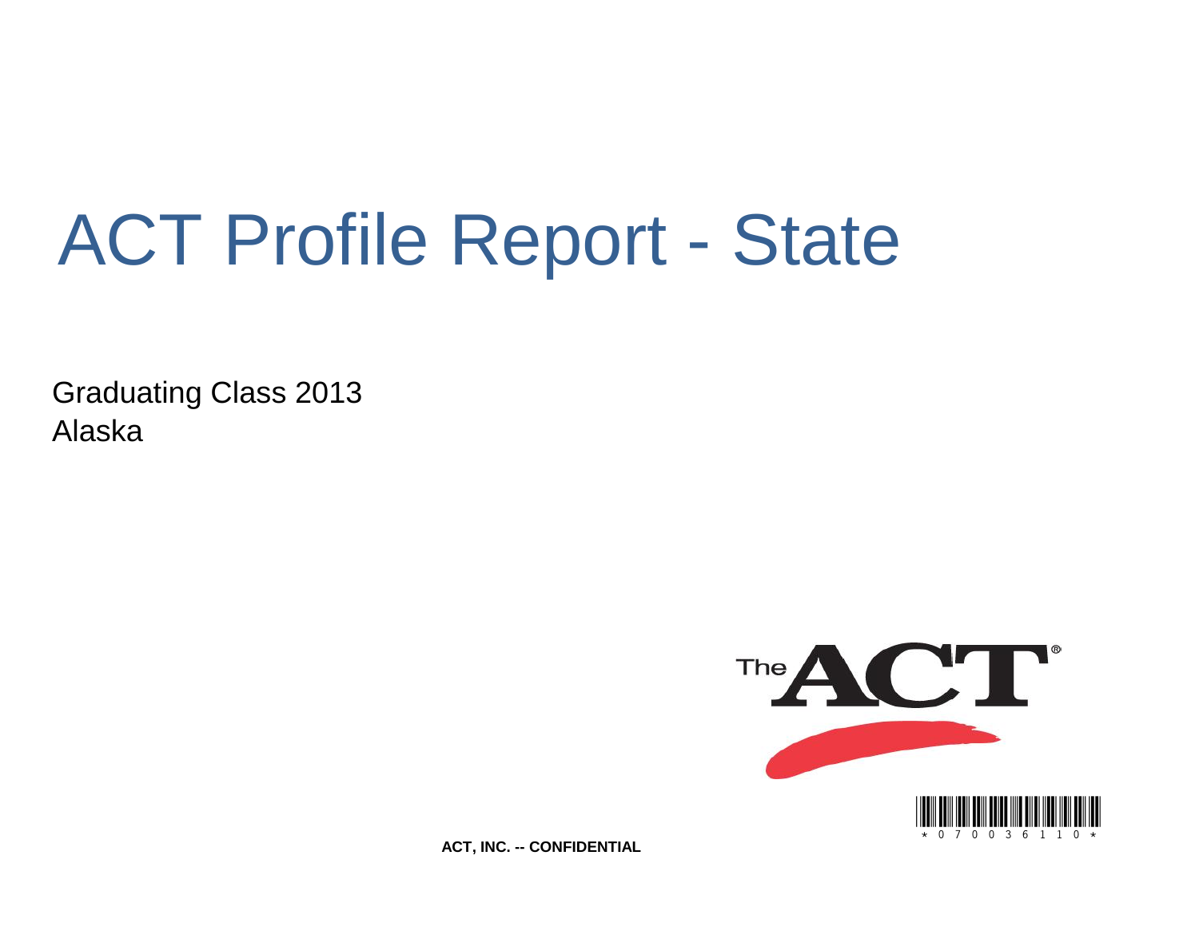# ACT Profile Report - State

Graduating Class 2013
Alaska

ACT, INC. -- CONFIDENTIAL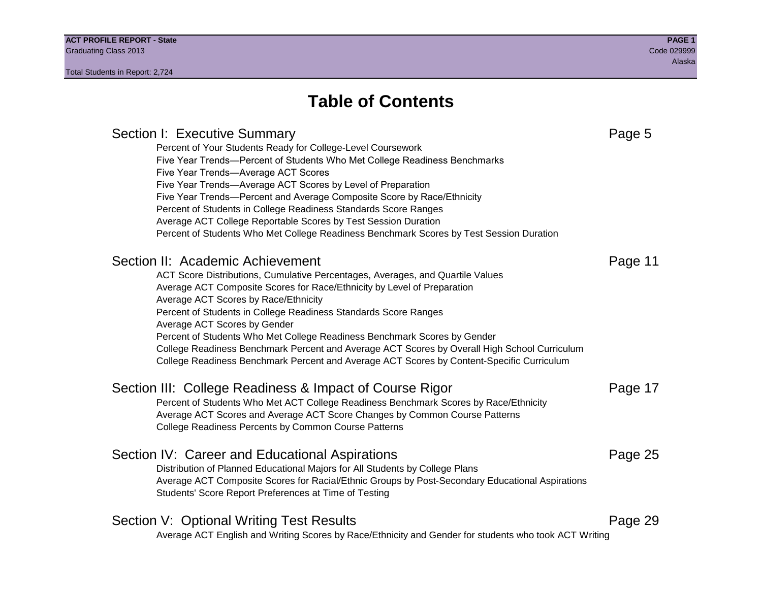# Table of Contents

## Section I: Executive Summary — Page 5

- Percent of Your Students Ready for College-Level Coursework
- Five Year Trends—Percent of Students Who Met College Readiness Benchmarks
- Five Year Trends—Average ACT Scores
- Five Year Trends—Average ACT Scores by Level of Preparation
- Five Year Trends—Percent and Average Composite Score by Race/Ethnicity
- Percent of Students in College Readiness Standards Score Ranges
- Average ACT College Reportable Scores by Test Session Duration
- Percent of Students Who Met College Readiness Benchmark Scores by Test Session Duration

## Section II: Academic Achievement — Page 11

- ACT Score Distributions, Cumulative Percentages, Averages, and Quartile Values
- Average ACT Composite Scores for Race/Ethnicity by Level of Preparation
- Average ACT Scores by Race/Ethnicity
- Percent of Students in College Readiness Standards Score Ranges
- Average ACT Scores by Gender
- Percent of Students Who Met College Readiness Benchmark Scores by Gender
- College Readiness Benchmark Percent and Average ACT Scores by Overall High School Curriculum
- College Readiness Benchmark Percent and Average ACT Scores by Content-Specific Curriculum

## Section III: College Readiness & Impact of Course Rigor — Page 17

- Percent of Students Who Met ACT College Readiness Benchmark Scores by Race/Ethnicity
- Average ACT Scores and Average ACT Score Changes by Common Course Patterns
- College Readiness Percents by Common Course Patterns

## Section IV: Career and Educational Aspirations — Page 25

- Distribution of Planned Educational Majors for All Students by College Plans
- Average ACT Composite Scores for Racial/Ethnic Groups by Post-Secondary Educational Aspirations
- Students' Score Report Preferences at Time of Testing

## Section V: Optional Writing Test Results — Page 29

- Average ACT English and Writing Scores by Race/Ethnicity and Gender for students who took ACT Writing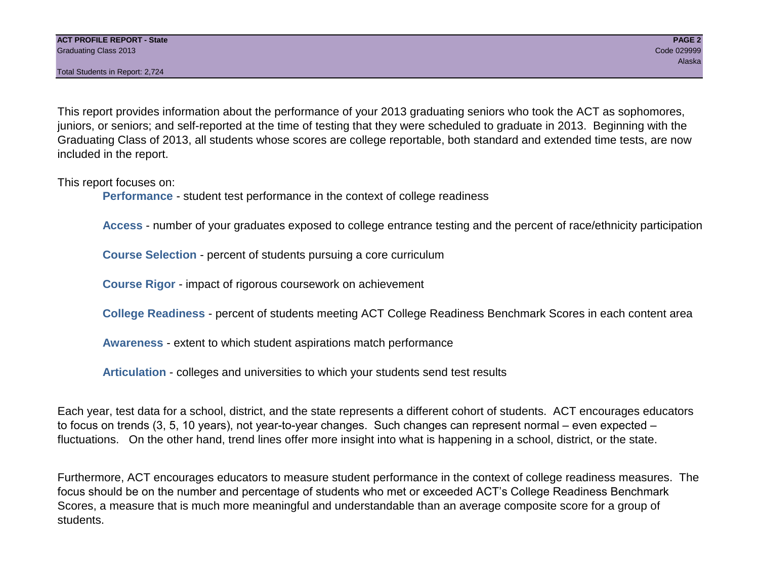This report provides information about the performance of your 2013 graduating seniors who took the ACT as sophomores, juniors, or seniors; and self-reported at the time of testing that they were scheduled to graduate in 2013. Beginning with the Graduating Class of 2013, all students whose scores are college reportable, both standard and extended time tests, are now included in the report.

This report focuses on:

- **Performance** - student test performance in the context of college readiness
- **Access** - number of your graduates exposed to college entrance testing and the percent of race/ethnicity participation
- **Course Selection** - percent of students pursuing a core curriculum
- **Course Rigor** - impact of rigorous coursework on achievement
- **College Readiness** - percent of students meeting ACT College Readiness Benchmark Scores in each content area
- **Awareness** - extent to which student aspirations match performance
- **Articulation** - colleges and universities to which your students send test results

Each year, test data for a school, district, and the state represents a different cohort of students. ACT encourages educators to focus on trends (3, 5, 10 years), not year-to-year changes. Such changes can represent normal – even expected – fluctuations. On the other hand, trend lines offer more insight into what is happening in a school, district, or the state.

Furthermore, ACT encourages educators to measure student performance in the context of college readiness measures. The focus should be on the number and percentage of students who met or exceeded ACT's College Readiness Benchmark Scores, a measure that is much more meaningful and understandable than an average composite score for a group of students.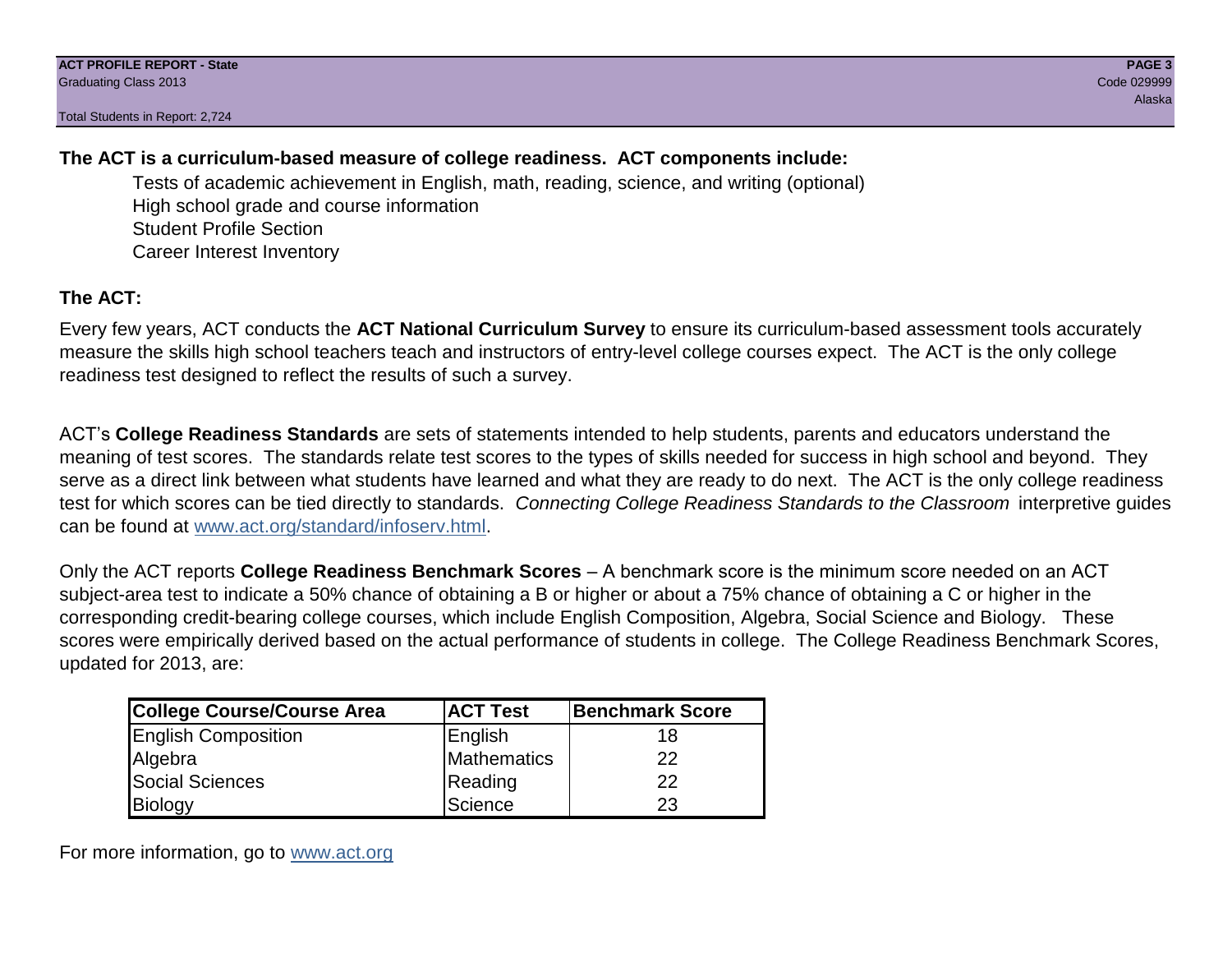**The ACT is a curriculum-based measure of college readiness. ACT components include:**

- Tests of academic achievement in English, math, reading, science, and writing (optional)
- High school grade and course information
- Student Profile Section
- Career Interest Inventory

**The ACT:**

Every few years, ACT conducts the **ACT National Curriculum Survey** to ensure its curriculum-based assessment tools accurately measure the skills high school teachers teach and instructors of entry-level college courses expect. The ACT is the only college readiness test designed to reflect the results of such a survey.

ACT's **College Readiness Standards** are sets of statements intended to help students, parents and educators understand the meaning of test scores. The standards relate test scores to the types of skills needed for success in high school and beyond. They serve as a direct link between what students have learned and what they are ready to do next. The ACT is the only college readiness test for which scores can be tied directly to standards. *Connecting College Readiness Standards to the Classroom* interpretive guides can be found at www.act.org/standard/infoserv.html.

Only the ACT reports **College Readiness Benchmark Scores** – A benchmark score is the minimum score needed on an ACT subject-area test to indicate a 50% chance of obtaining a B or higher or about a 75% chance of obtaining a C or higher in the corresponding credit-bearing college courses, which include English Composition, Algebra, Social Science and Biology. These scores were empirically derived based on the actual performance of students in college. The College Readiness Benchmark Scores, updated for 2013, are:

| College Course/Course Area | ACT Test | Benchmark Score |
|---|---|---|
| English Composition | English | 18 |
| Algebra | Mathematics | 22 |
| Social Sciences | Reading | 22 |
| Biology | Science | 23 |

For more information, go to www.act.org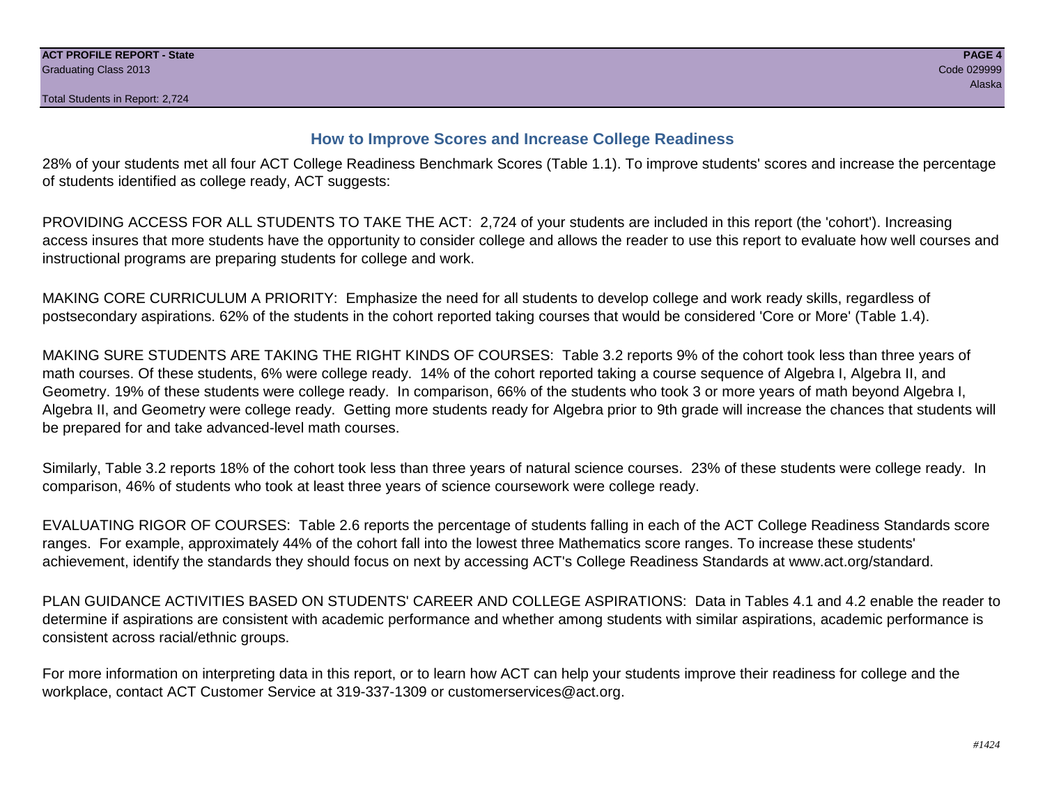## How to Improve Scores and Increase College Readiness

28% of your students met all four ACT College Readiness Benchmark Scores (Table 1.1). To improve students' scores and increase the percentage of students identified as college ready, ACT suggests:

PROVIDING ACCESS FOR ALL STUDENTS TO TAKE THE ACT: 2,724 of your students are included in this report (the 'cohort'). Increasing access insures that more students have the opportunity to consider college and allows the reader to use this report to evaluate how well courses and instructional programs are preparing students for college and work.

MAKING CORE CURRICULUM A PRIORITY: Emphasize the need for all students to develop college and work ready skills, regardless of postsecondary aspirations. 62% of the students in the cohort reported taking courses that would be considered 'Core or More' (Table 1.4).

MAKING SURE STUDENTS ARE TAKING THE RIGHT KINDS OF COURSES: Table 3.2 reports 9% of the cohort took less than three years of math courses. Of these students, 6% were college ready. 14% of the cohort reported taking a course sequence of Algebra I, Algebra II, and Geometry. 19% of these students were college ready. In comparison, 66% of the students who took 3 or more years of math beyond Algebra I, Algebra II, and Geometry were college ready. Getting more students ready for Algebra prior to 9th grade will increase the chances that students will be prepared for and take advanced-level math courses.

Similarly, Table 3.2 reports 18% of the cohort took less than three years of natural science courses. 23% of these students were college ready. In comparison, 46% of students who took at least three years of science coursework were college ready.

EVALUATING RIGOR OF COURSES: Table 2.6 reports the percentage of students falling in each of the ACT College Readiness Standards score ranges. For example, approximately 44% of the cohort fall into the lowest three Mathematics score ranges. To increase these students' achievement, identify the standards they should focus on next by accessing ACT's College Readiness Standards at www.act.org/standard.

PLAN GUIDANCE ACTIVITIES BASED ON STUDENTS' CAREER AND COLLEGE ASPIRATIONS: Data in Tables 4.1 and 4.2 enable the reader to determine if aspirations are consistent with academic performance and whether among students with similar aspirations, academic performance is consistent across racial/ethnic groups.

For more information on interpreting data in this report, or to learn how ACT can help your students improve their readiness for college and the workplace, contact ACT Customer Service at 319-337-1309 or customerservices@act.org.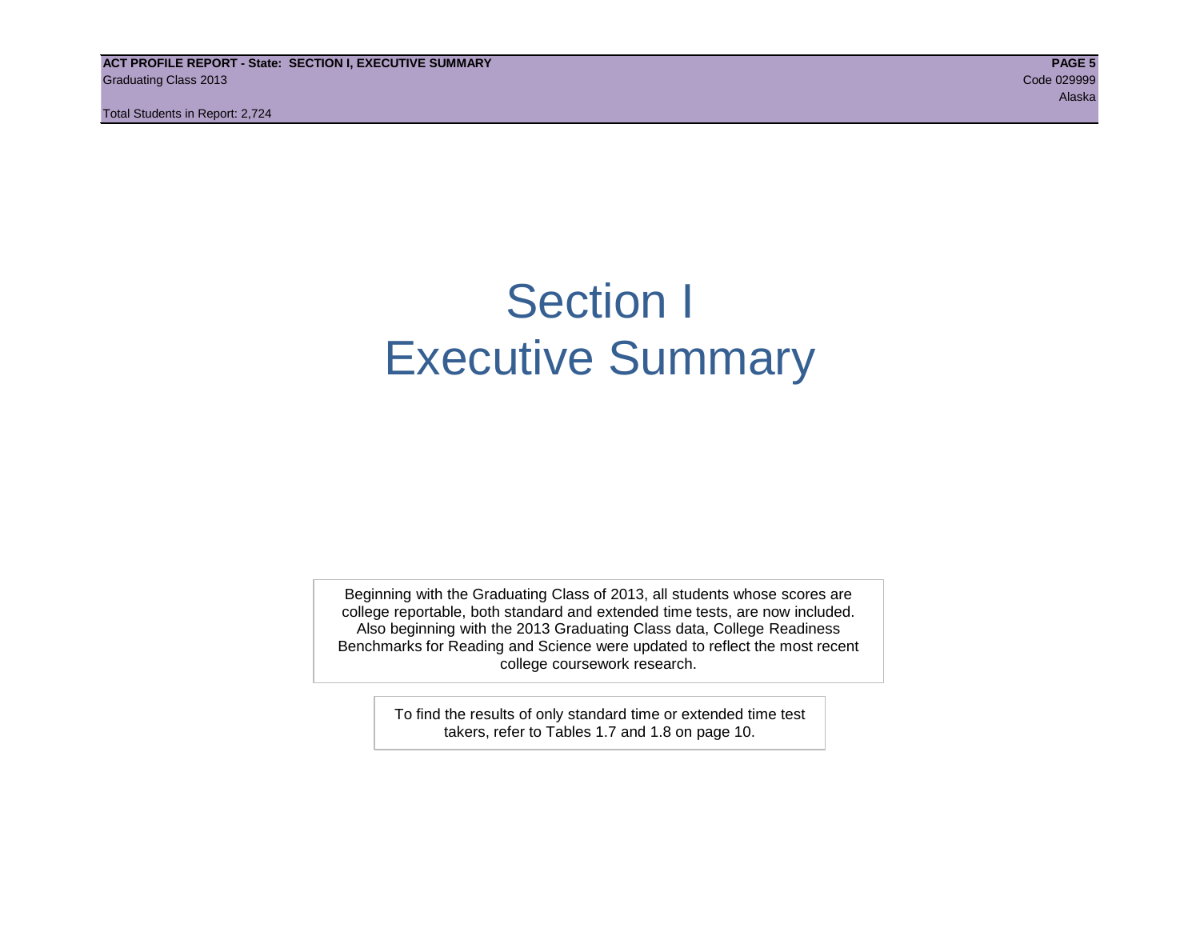# Section I
# Executive Summary

Beginning with the Graduating Class of 2013, all students whose scores are college reportable, both standard and extended time tests, are now included. Also beginning with the 2013 Graduating Class data, College Readiness Benchmarks for Reading and Science were updated to reflect the most recent college coursework research.

To find the results of only standard time or extended time test takers, refer to Tables 1.7 and 1.8 on page 10.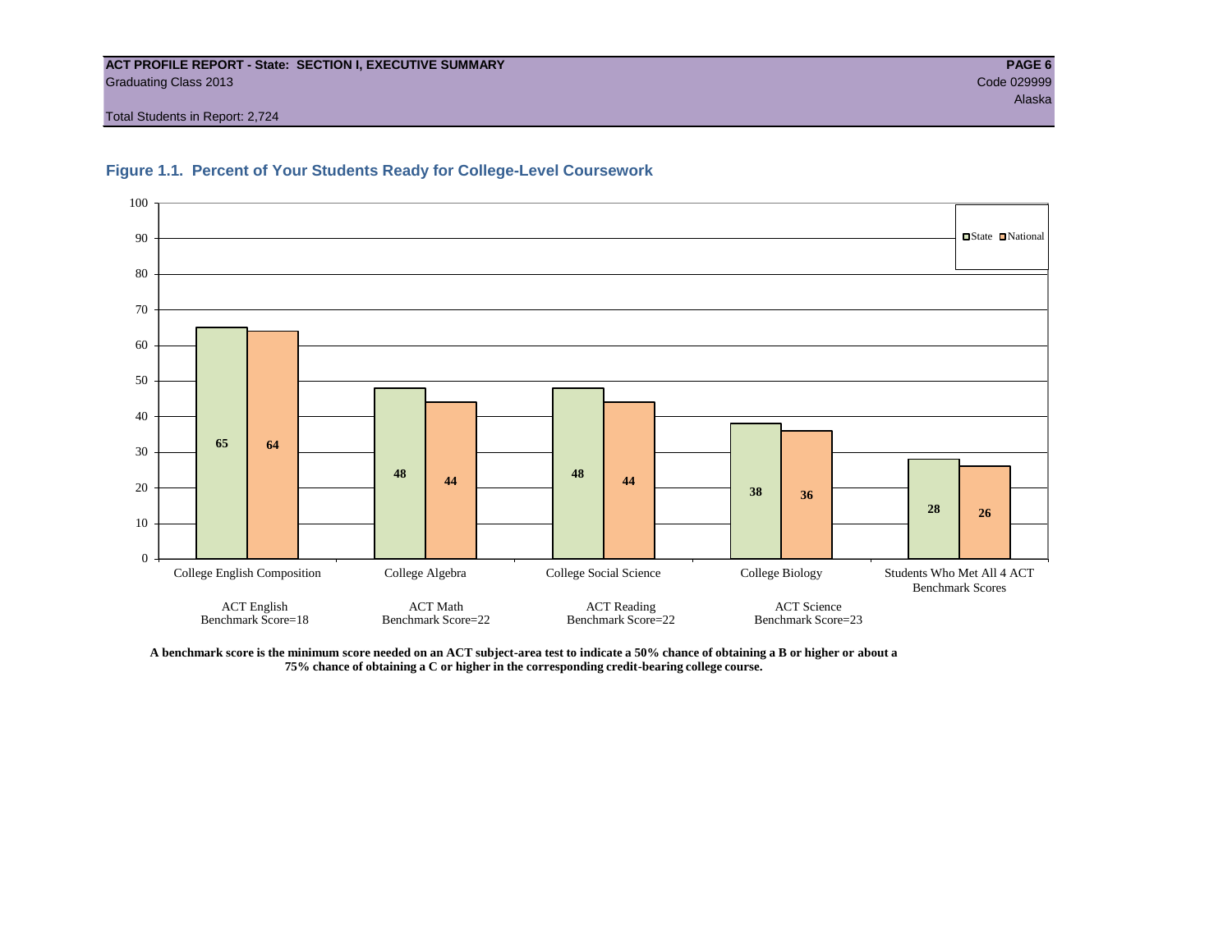**ACT PROFILE REPORT - State: SECTION I, EXECUTIVE SUMMARY**
Graduating Class 2013
Total Students in Report: 2,724

Code 029999
Alaska

### Figure 1.1. Percent of Your Students Ready for College-Level Coursework

| Course | State | National |
|---|---|---|
| College English Composition (ACT English Benchmark Score=18) | 65 | 64 |
| College Algebra (ACT Math Benchmark Score=22) | 48 | 44 |
| College Social Science (ACT Reading Benchmark Score=22) | 48 | 44 |
| College Biology (ACT Science Benchmark Score=23) | 38 | 36 |
| Students Who Met All 4 ACT Benchmark Scores | 28 | 26 |

**A benchmark score is the minimum score needed on an ACT subject-area test to indicate a 50% chance of obtaining a B or higher or about a 75% chance of obtaining a C or higher in the corresponding credit-bearing college course.**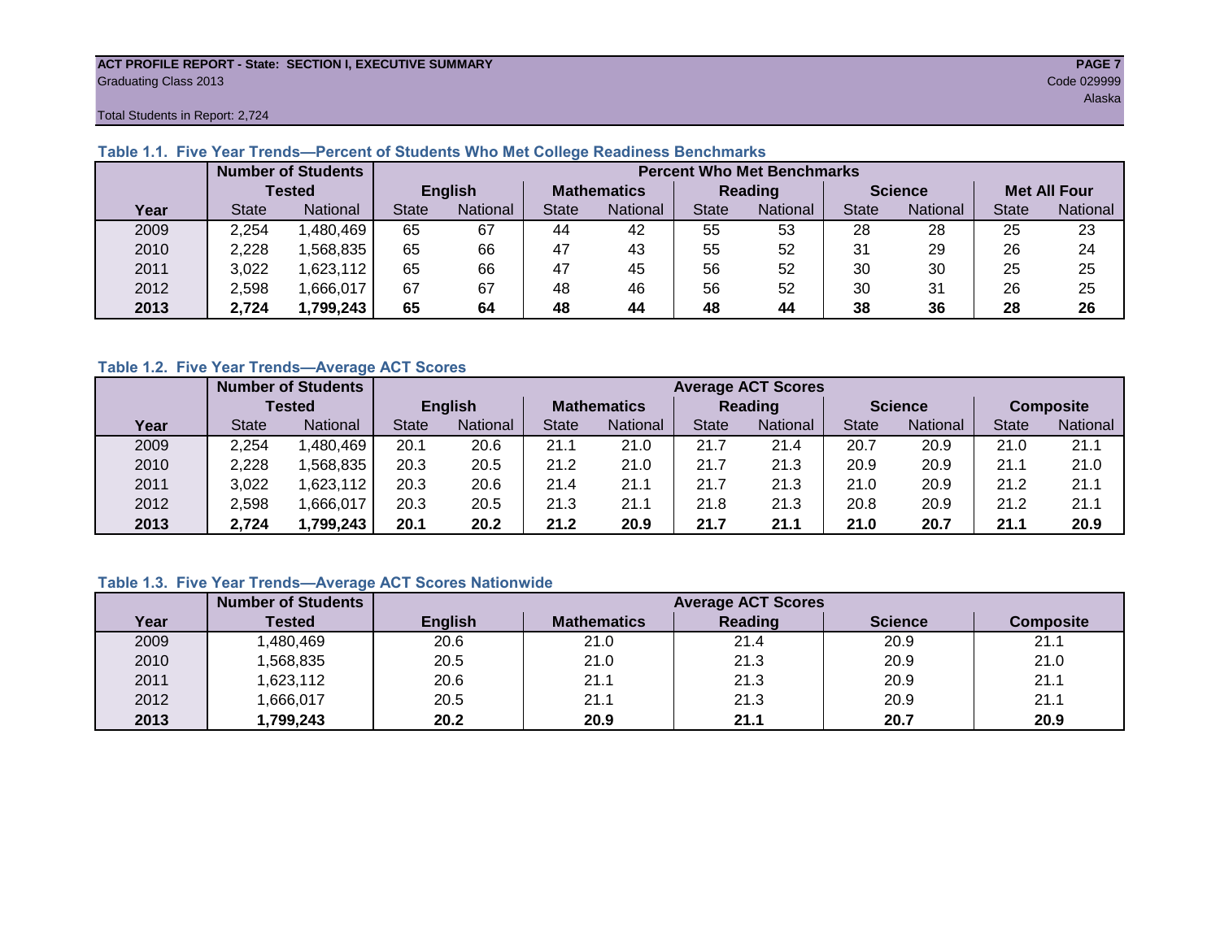ACT PROFILE REPORT - State: SECTION I, EXECUTIVE SUMMARY
Graduating Class 2013
Code 029999
Alaska
Total Students in Report: 2,724

### Table 1.1. Five Year Trends—Percent of Students Who Met College Readiness Benchmarks

| | Number of Students Tested | | Percent Who Met Benchmarks | | | | | | | | | |
|---|---|---|---|---|---|---|---|---|---|---|---|---|
| | | | English | | Mathematics | | Reading | | Science | | Met All Four | |
| Year | State | National | State | National | State | National | State | National | State | National | State | National |
| 2009 | 2,254 | 1,480,469 | 65 | 67 | 44 | 42 | 55 | 53 | 28 | 28 | 25 | 23 |
| 2010 | 2,228 | 1,568,835 | 65 | 66 | 47 | 43 | 55 | 52 | 31 | 29 | 26 | 24 |
| 2011 | 3,022 | 1,623,112 | 65 | 66 | 47 | 45 | 56 | 52 | 30 | 30 | 25 | 25 |
| 2012 | 2,598 | 1,666,017 | 67 | 67 | 48 | 46 | 56 | 52 | 30 | 31 | 26 | 25 |
| **2013** | **2,724** | **1,799,243** | **65** | **64** | **48** | **44** | **48** | **44** | **38** | **36** | **28** | **26** |

### Table 1.2. Five Year Trends—Average ACT Scores

| | Number of Students Tested | | Average ACT Scores | | | | | | | | | |
|---|---|---|---|---|---|---|---|---|---|---|---|---|
| | | | English | | Mathematics | | Reading | | Science | | Composite | |
| Year | State | National | State | National | State | National | State | National | State | National | State | National |
| 2009 | 2,254 | 1,480,469 | 20.1 | 20.6 | 21.1 | 21.0 | 21.7 | 21.4 | 20.7 | 20.9 | 21.0 | 21.1 |
| 2010 | 2,228 | 1,568,835 | 20.3 | 20.5 | 21.2 | 21.0 | 21.7 | 21.3 | 20.9 | 20.9 | 21.1 | 21.0 |
| 2011 | 3,022 | 1,623,112 | 20.3 | 20.6 | 21.4 | 21.1 | 21.7 | 21.3 | 21.0 | 20.9 | 21.2 | 21.1 |
| 2012 | 2,598 | 1,666,017 | 20.3 | 20.5 | 21.3 | 21.1 | 21.8 | 21.3 | 20.8 | 20.9 | 21.2 | 21.1 |
| **2013** | **2,724** | **1,799,243** | **20.1** | **20.2** | **21.2** | **20.9** | **21.7** | **21.1** | **21.0** | **20.7** | **21.1** | **20.9** |

### Table 1.3. Five Year Trends—Average ACT Scores Nationwide

| | Number of Students | Average ACT Scores | | | | |
|---|---|---|---|---|---|---|
| Year | Tested | English | Mathematics | Reading | Science | Composite |
| 2009 | 1,480,469 | 20.6 | 21.0 | 21.4 | 20.9 | 21.1 |
| 2010 | 1,568,835 | 20.5 | 21.0 | 21.3 | 20.9 | 21.0 |
| 2011 | 1,623,112 | 20.6 | 21.1 | 21.3 | 20.9 | 21.1 |
| 2012 | 1,666,017 | 20.5 | 21.1 | 21.3 | 20.9 | 21.1 |
| **2013** | **1,799,243** | **20.2** | **20.9** | **21.1** | **20.7** | **20.9** |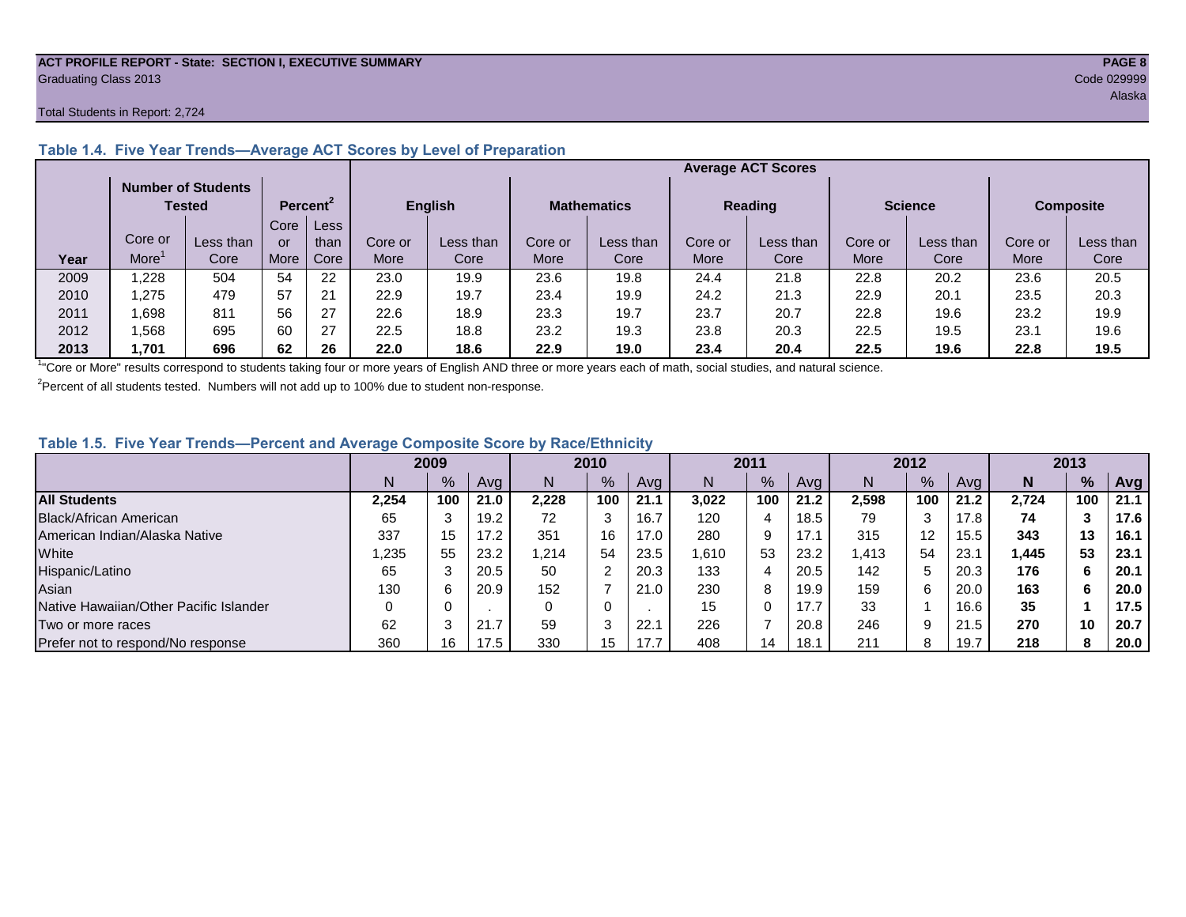**ACT PROFILE REPORT - State: SECTION I, EXECUTIVE SUMMARY**
Graduating Class 2013
Code 029999
Alaska

Total Students in Report: 2,724

### Table 1.4. Five Year Trends—Average ACT Scores by Level of Preparation

| | Number of Students Tested | | Percent[2] | | Average ACT Scores | | | | | | | | | |
|---|---|---|---|---|---|---|---|---|---|---|---|---|---|---|
| | | | | | English | | Mathematics | | Reading | | Science | | Composite | |
| Year | Core or More[1] | Less than Core | Core or More | Less than Core | Core or More | Less than Core | Core or More | Less than Core | Core or More | Less than Core | Core or More | Less than Core | Core or More | Less than Core |
| 2009 | 1,228 | 504 | 54 | 22 | 23.0 | 19.9 | 23.6 | 19.8 | 24.4 | 21.8 | 22.8 | 20.2 | 23.6 | 20.5 |
| 2010 | 1,275 | 479 | 57 | 21 | 22.9 | 19.7 | 23.4 | 19.9 | 24.2 | 21.3 | 22.9 | 20.1 | 23.5 | 20.3 |
| 2011 | 1,698 | 811 | 56 | 27 | 22.6 | 18.9 | 23.3 | 19.7 | 23.7 | 20.7 | 22.8 | 19.6 | 23.2 | 19.9 |
| 2012 | 1,568 | 695 | 60 | 27 | 22.5 | 18.8 | 23.2 | 19.3 | 23.8 | 20.3 | 22.5 | 19.5 | 23.1 | 19.6 |
| **2013** | **1,701** | **696** | **62** | **26** | **22.0** | **18.6** | **22.9** | **19.0** | **23.4** | **20.4** | **22.5** | **19.6** | **22.8** | **19.5** |

[1] "Core or More" results correspond to students taking four or more years of English AND three or more years each of math, social studies, and natural science.

[2] Percent of all students tested. Numbers will not add up to 100% due to student non-response.

### Table 1.5. Five Year Trends—Percent and Average Composite Score by Race/Ethnicity

| | 2009 | | | 2010 | | | 2011 | | | 2012 | | | 2013 | | |
|---|---|---|---|---|---|---|---|---|---|---|---|---|---|---|---|
| | N | % | Avg | N | % | Avg | N | % | Avg | N | % | Avg | **N** | **%** | **Avg** |
| **All Students** | **2,254** | **100** | **21.0** | **2,228** | **100** | **21.1** | **3,022** | **100** | **21.2** | **2,598** | **100** | **21.2** | **2,724** | **100** | **21.1** |
| Black/African American | 65 | 3 | 19.2 | 72 | 3 | 16.7 | 120 | 4 | 18.5 | 79 | 3 | 17.8 | **74** | **3** | **17.6** |
| American Indian/Alaska Native | 337 | 15 | 17.2 | 351 | 16 | 17.0 | 280 | 9 | 17.1 | 315 | 12 | 15.5 | **343** | **13** | **16.1** |
| White | 1,235 | 55 | 23.2 | 1,214 | 54 | 23.5 | 1,610 | 53 | 23.2 | 1,413 | 54 | 23.1 | **1,445** | **53** | **23.1** |
| Hispanic/Latino | 65 | 3 | 20.5 | 50 | 2 | 20.3 | 133 | 4 | 20.5 | 142 | 5 | 20.3 | **176** | **6** | **20.1** |
| Asian | 130 | 6 | 20.9 | 152 | 7 | 21.0 | 230 | 8 | 19.9 | 159 | 6 | 20.0 | **163** | **6** | **20.0** |
| Native Hawaiian/Other Pacific Islander | 0 | 0 | . | 0 | 0 | . | 15 | 0 | 17.7 | 33 | 1 | 16.6 | **35** | **1** | **17.5** |
| Two or more races | 62 | 3 | 21.7 | 59 | 3 | 22.1 | 226 | 7 | 20.8 | 246 | 9 | 21.5 | **270** | **10** | **20.7** |
| Prefer not to respond/No response | 360 | 16 | 17.5 | 330 | 15 | 17.7 | 408 | 14 | 18.1 | 211 | 8 | 19.7 | **218** | **8** | **20.0** |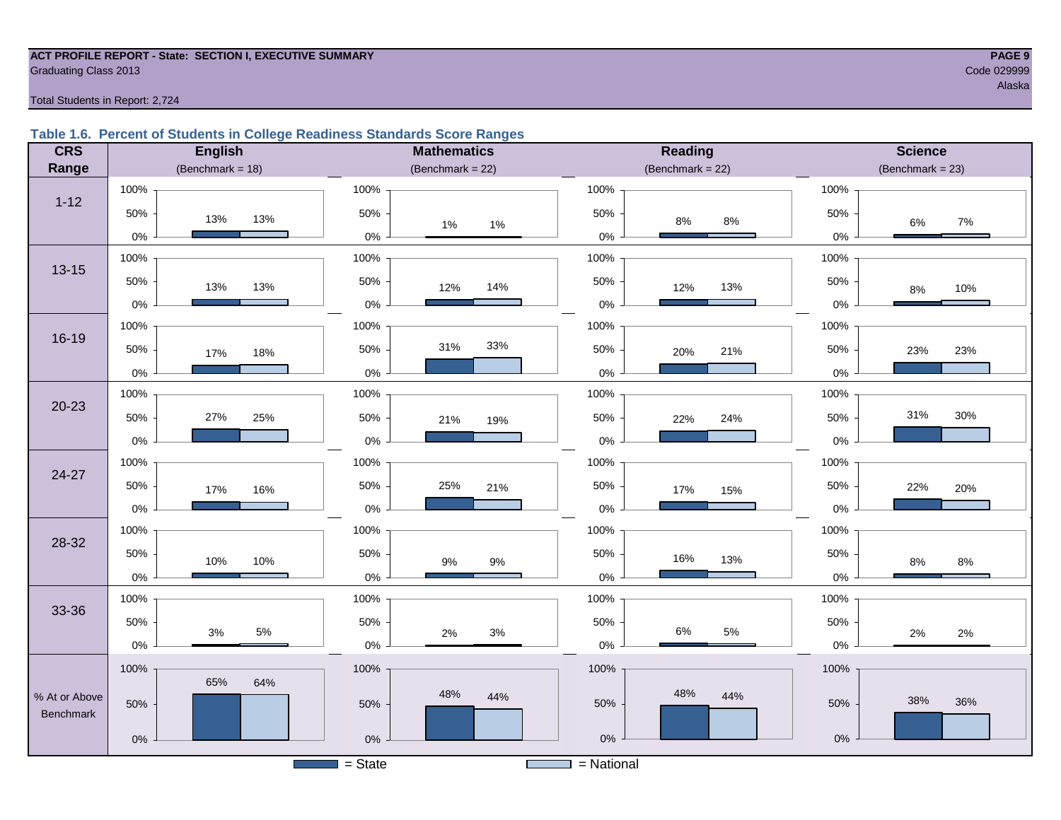**ACT PROFILE REPORT - State: SECTION I, EXECUTIVE SUMMARY**
Graduating Class 2013

Code 029999
Alaska

Total Students in Report: 2,724

### Table 1.6. Percent of Students in College Readiness Standards Score Ranges

| CRS Range | English (Benchmark = 18) State | English National | Mathematics (Benchmark = 22) State | Mathematics National | Reading (Benchmark = 22) State | Reading National | Science (Benchmark = 23) State | Science National |
|---|---|---|---|---|---|---|---|---|
| 1-12 | 13% | 13% | 1% | 1% | 8% | 8% | 6% | 7% |
| 13-15 | 13% | 13% | 12% | 14% | 12% | 13% | 8% | 10% |
| 16-19 | 17% | 18% | 31% | 33% | 20% | 21% | 23% | 23% |
| 20-23 | 27% | 25% | 21% | 19% | 22% | 24% | 31% | 30% |
| 24-27 | 17% | 16% | 25% | 21% | 17% | 15% | 22% | 20% |
| 28-32 | 10% | 10% | 9% | 9% | 16% | 13% | 8% | 8% |
| 33-36 | 3% | 5% | 2% | 3% | 6% | 5% | 2% | 2% |
| % At or Above Benchmark | 65% | 64% | 48% | 44% | 48% | 44% | 38% | 36% |

■ = State □ = National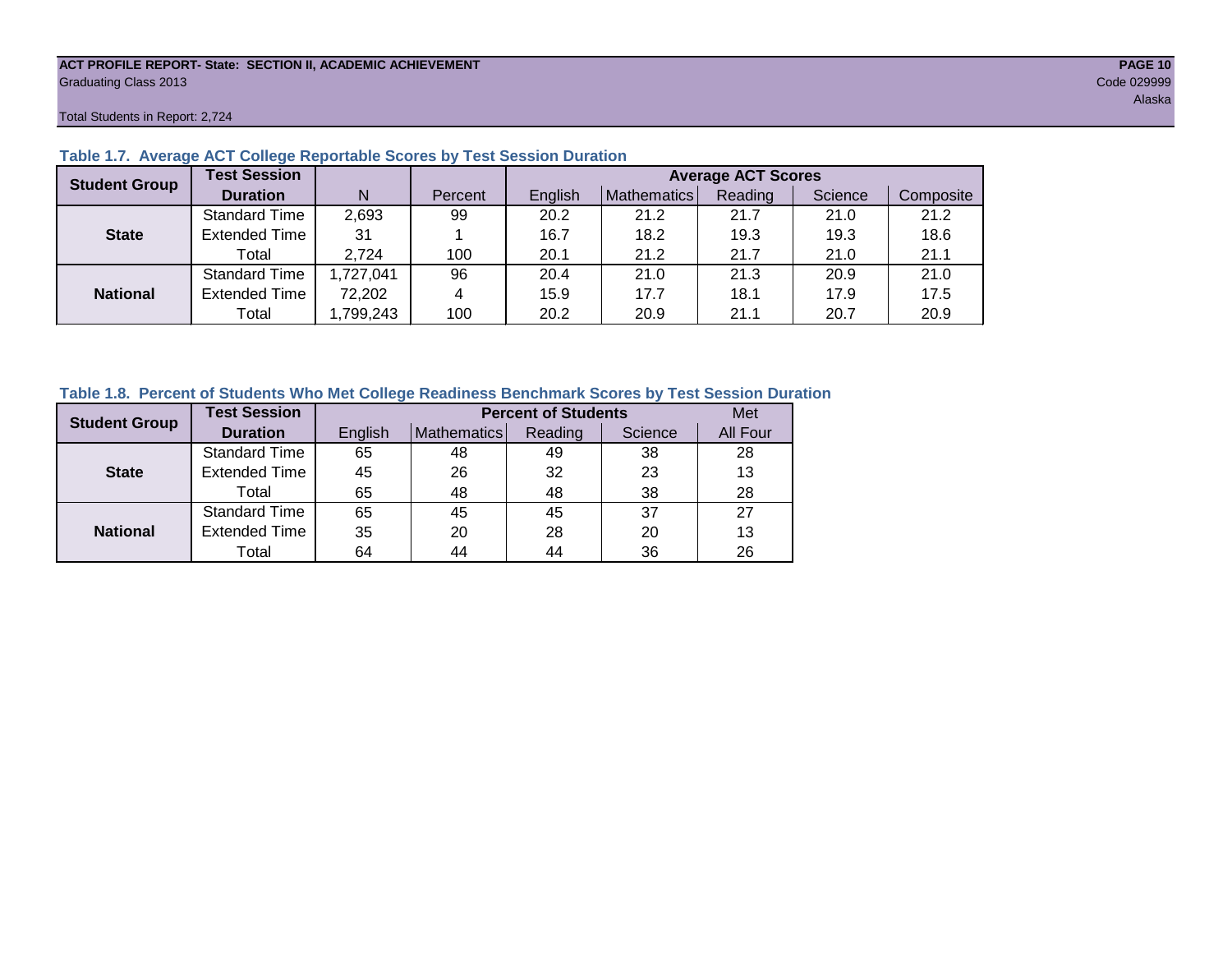ACT PROFILE REPORT- State: SECTION II, ACADEMIC ACHIEVEMENT
Graduating Class 2013
Code 029999
Alaska
Total Students in Report: 2,724

**Table 1.7. Average ACT College Reportable Scores by Test Session Duration**

| Student Group | Test Session Duration | N | Percent | Average ACT Scores | | | | |
|---|---|---|---|---|---|---|---|---|
| | | | | English | Mathematics | Reading | Science | Composite |
| State | Standard Time | 2,693 | 99 | 20.2 | 21.2 | 21.7 | 21.0 | 21.2 |
| | Extended Time | 31 | 1 | 16.7 | 18.2 | 19.3 | 19.3 | 18.6 |
| | Total | 2,724 | 100 | 20.1 | 21.2 | 21.7 | 21.0 | 21.1 |
| National | Standard Time | 1,727,041 | 96 | 20.4 | 21.0 | 21.3 | 20.9 | 21.0 |
| | Extended Time | 72,202 | 4 | 15.9 | 17.7 | 18.1 | 17.9 | 17.5 |
| | Total | 1,799,243 | 100 | 20.2 | 20.9 | 21.1 | 20.7 | 20.9 |

**Table 1.8. Percent of Students Who Met College Readiness Benchmark Scores by Test Session Duration**

| Student Group | Test Session Duration | Percent of Students | | | | Met |
|---|---|---|---|---|---|---|
| | | English | Mathematics | Reading | Science | All Four |
| State | Standard Time | 65 | 48 | 49 | 38 | 28 |
| | Extended Time | 45 | 26 | 32 | 23 | 13 |
| | Total | 65 | 48 | 48 | 38 | 28 |
| National | Standard Time | 65 | 45 | 45 | 37 | 27 |
| | Extended Time | 35 | 20 | 28 | 20 | 13 |
| | Total | 64 | 44 | 44 | 36 | 26 |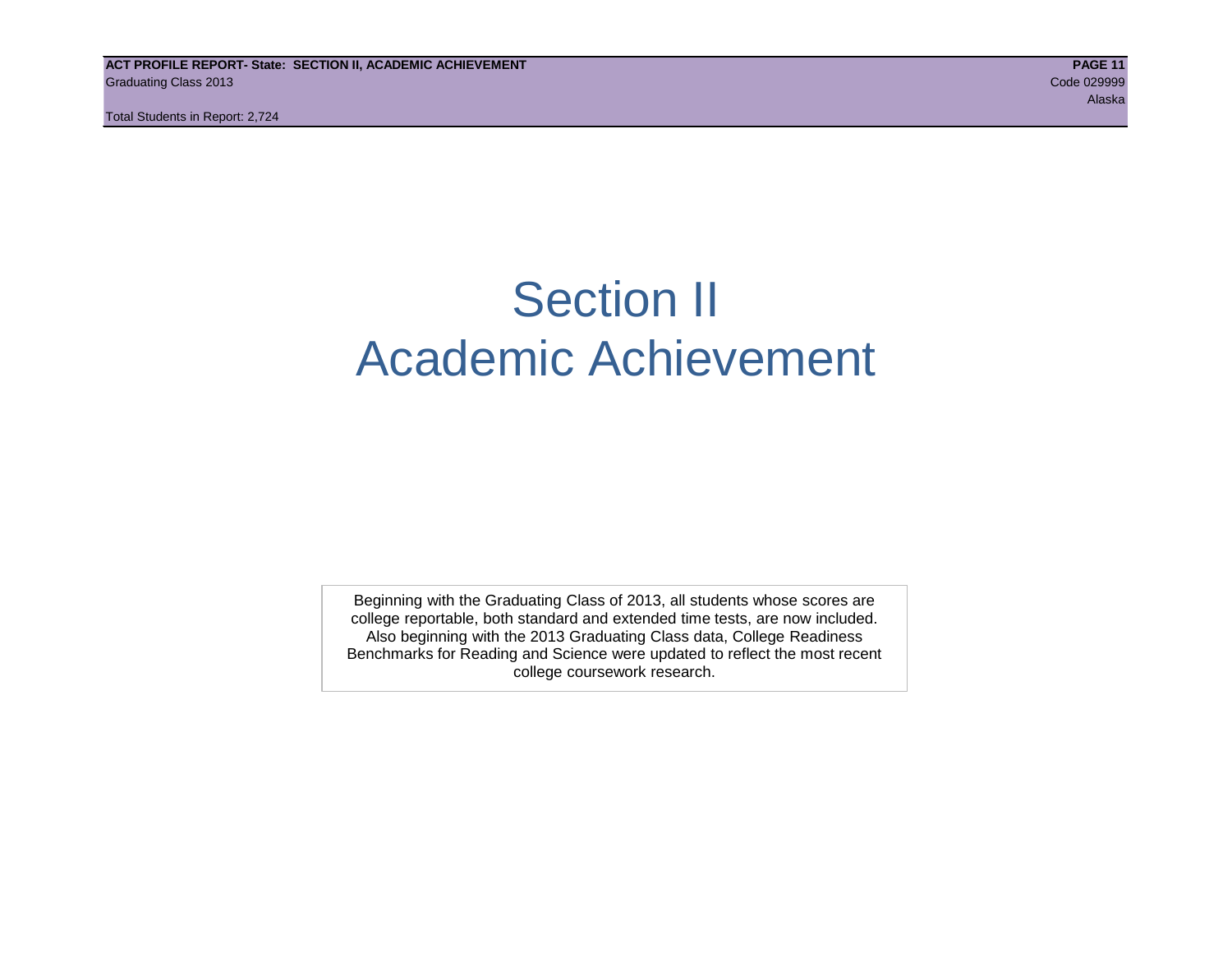# Section II
# Academic Achievement

Beginning with the Graduating Class of 2013, all students whose scores are college reportable, both standard and extended time tests, are now included. Also beginning with the 2013 Graduating Class data, College Readiness Benchmarks for Reading and Science were updated to reflect the most recent college coursework research.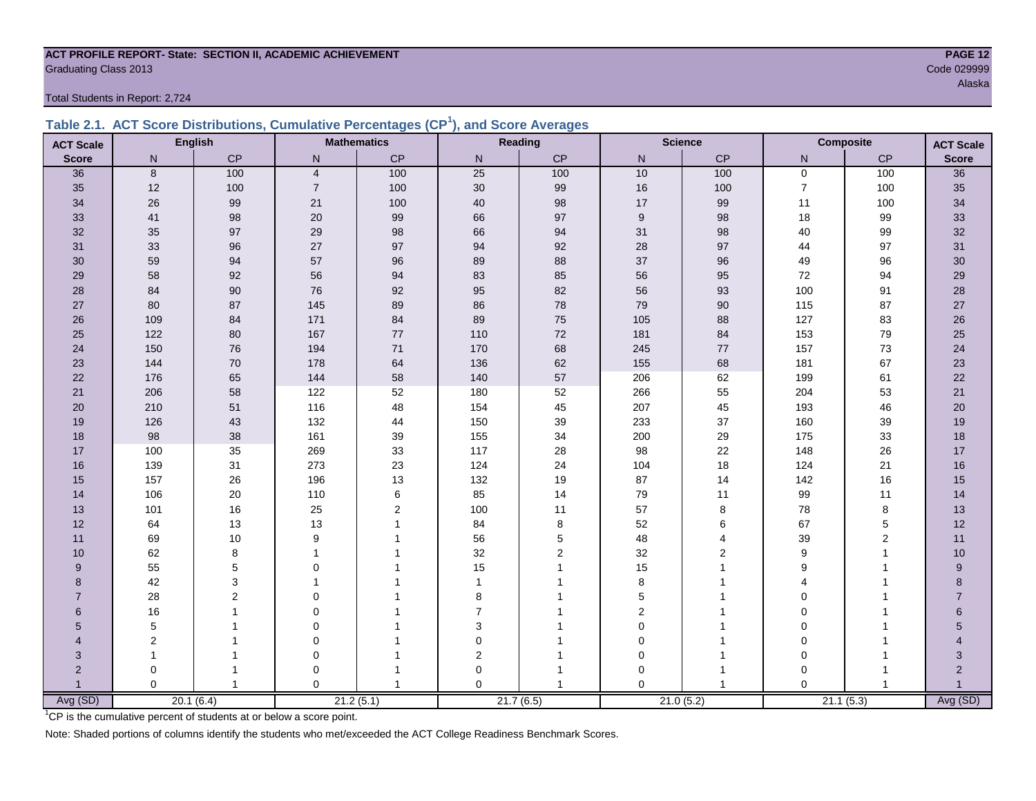**ACT PROFILE REPORT- State: SECTION II, ACADEMIC ACHIEVEMENT**

Graduating Class 2013

Code 029999

Alaska

Total Students in Report: 2,724

### Table 2.1. ACT Score Distributions, Cumulative Percentages (CP[1]), and Score Averages

| ACT Scale | English | | Mathematics | | Reading | | Science | | Composite | | ACT Scale |
|---|---|---|---|---|---|---|---|---|---|---|---|
| Score | N | CP | N | CP | N | CP | N | CP | N | CP | Score |
| 36 | 8 | 100 | 4 | 100 | 25 | 100 | 10 | 100 | 0 | 100 | 36 |
| 35 | 12 | 100 | 7 | 100 | 30 | 99 | 16 | 100 | 7 | 100 | 35 |
| 34 | 26 | 99 | 21 | 100 | 40 | 98 | 17 | 99 | 11 | 100 | 34 |
| 33 | 41 | 98 | 20 | 99 | 66 | 97 | 9 | 98 | 18 | 99 | 33 |
| 32 | 35 | 97 | 29 | 98 | 66 | 94 | 31 | 98 | 40 | 99 | 32 |
| 31 | 33 | 96 | 27 | 97 | 94 | 92 | 28 | 97 | 44 | 97 | 31 |
| 30 | 59 | 94 | 57 | 96 | 89 | 88 | 37 | 96 | 49 | 96 | 30 |
| 29 | 58 | 92 | 56 | 94 | 83 | 85 | 56 | 95 | 72 | 94 | 29 |
| 28 | 84 | 90 | 76 | 92 | 95 | 82 | 56 | 93 | 100 | 91 | 28 |
| 27 | 80 | 87 | 145 | 89 | 86 | 78 | 79 | 90 | 115 | 87 | 27 |
| 26 | 109 | 84 | 171 | 84 | 89 | 75 | 105 | 88 | 127 | 83 | 26 |
| 25 | 122 | 80 | 167 | 77 | 110 | 72 | 181 | 84 | 153 | 79 | 25 |
| 24 | 150 | 76 | 194 | 71 | 170 | 68 | 245 | 77 | 157 | 73 | 24 |
| 23 | 144 | 70 | 178 | 64 | 136 | 62 | 155 | 68 | 181 | 67 | 23 |
| 22 | 176 | 65 | 144 | 58 | 140 | 57 | 206 | 62 | 199 | 61 | 22 |
| 21 | 206 | 58 | 122 | 52 | 180 | 52 | 266 | 55 | 204 | 53 | 21 |
| 20 | 210 | 51 | 116 | 48 | 154 | 45 | 207 | 45 | 193 | 46 | 20 |
| 19 | 126 | 43 | 132 | 44 | 150 | 39 | 233 | 37 | 160 | 39 | 19 |
| 18 | 98 | 38 | 161 | 39 | 155 | 34 | 200 | 29 | 175 | 33 | 18 |
| 17 | 100 | 35 | 269 | 33 | 117 | 28 | 98 | 22 | 148 | 26 | 17 |
| 16 | 139 | 31 | 273 | 23 | 124 | 24 | 104 | 18 | 124 | 21 | 16 |
| 15 | 157 | 26 | 196 | 13 | 132 | 19 | 87 | 14 | 142 | 16 | 15 |
| 14 | 106 | 20 | 110 | 6 | 85 | 14 | 79 | 11 | 99 | 11 | 14 |
| 13 | 101 | 16 | 25 | 2 | 100 | 11 | 57 | 8 | 78 | 8 | 13 |
| 12 | 64 | 13 | 13 | 1 | 84 | 8 | 52 | 6 | 67 | 5 | 12 |
| 11 | 69 | 10 | 9 | 1 | 56 | 5 | 48 | 4 | 39 | 2 | 11 |
| 10 | 62 | 8 | 1 | 1 | 32 | 2 | 32 | 2 | 9 | 1 | 10 |
| 9 | 55 | 5 | 0 | 1 | 15 | 1 | 15 | 1 | 9 | 1 | 9 |
| 8 | 42 | 3 | 1 | 1 | 1 | 1 | 8 | 1 | 4 | 1 | 8 |
| 7 | 28 | 2 | 0 | 1 | 8 | 1 | 5 | 1 | 0 | 1 | 7 |
| 6 | 16 | 1 | 0 | 1 | 7 | 1 | 2 | 1 | 0 | 1 | 6 |
| 5 | 5 | 1 | 0 | 1 | 3 | 1 | 0 | 1 | 0 | 1 | 5 |
| 4 | 2 | 1 | 0 | 1 | 0 | 1 | 0 | 1 | 0 | 1 | 4 |
| 3 | 1 | 1 | 0 | 1 | 2 | 1 | 0 | 1 | 0 | 1 | 3 |
| 2 | 0 | 1 | 0 | 1 | 0 | 1 | 0 | 1 | 0 | 1 | 2 |
| 1 | 0 | 1 | 0 | 1 | 0 | 1 | 0 | 1 | 0 | 1 | 1 |
| Avg (SD) | 20.1 (6.4) | | 21.2 (5.1) | | 21.7 (6.5) | | 21.0 (5.2) | | 21.1 (5.3) | | Avg (SD) |

[1]CP is the cumulative percent of students at or below a score point.

Note: Shaded portions of columns identify the students who met/exceeded the ACT College Readiness Benchmark Scores.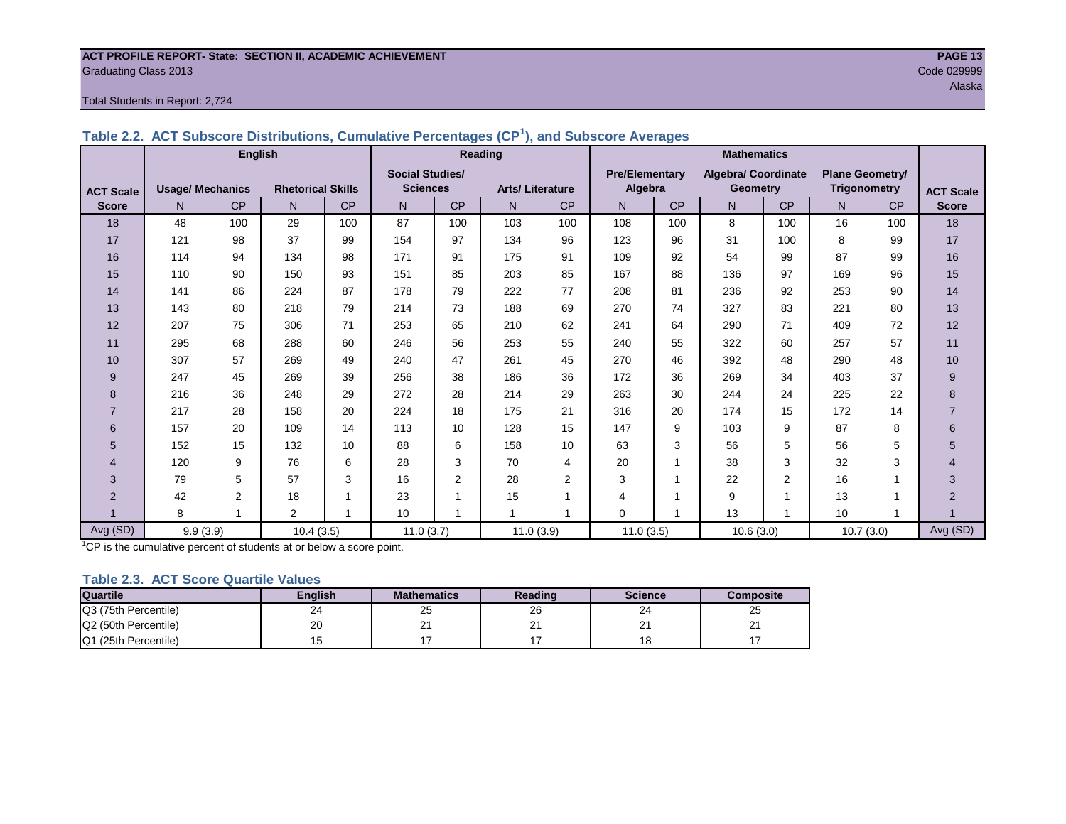ACT PROFILE REPORT- State: SECTION II, ACADEMIC ACHIEVEMENT

Graduating Class 2013

Code 029999

Alaska

Total Students in Report: 2,724

### Table 2.2. ACT Subscore Distributions, Cumulative Percentages (CP[1]), and Subscore Averages

| ACT Scale Score | English | | | | Reading | | | | Mathematics | | | | | | ACT Scale Score |
|---|---|---|---|---|---|---|---|---|---|---|---|---|---|---|---|
| | Usage/ Mechanics | | Rhetorical Skills | | Social Studies/ Sciences | | Arts/ Literature | | Pre/Elementary Algebra | | Algebra/ Coordinate Geometry | | Plane Geometry/ Trigonometry | | |
| | N | CP | N | CP | N | CP | N | CP | N | CP | N | CP | N | CP | |
| 18 | 48 | 100 | 29 | 100 | 87 | 100 | 103 | 100 | 108 | 100 | 8 | 100 | 16 | 100 | 18 |
| 17 | 121 | 98 | 37 | 99 | 154 | 97 | 134 | 96 | 123 | 96 | 31 | 100 | 8 | 99 | 17 |
| 16 | 114 | 94 | 134 | 98 | 171 | 91 | 175 | 91 | 109 | 92 | 54 | 99 | 87 | 99 | 16 |
| 15 | 110 | 90 | 150 | 93 | 151 | 85 | 203 | 85 | 167 | 88 | 136 | 97 | 169 | 96 | 15 |
| 14 | 141 | 86 | 224 | 87 | 178 | 79 | 222 | 77 | 208 | 81 | 236 | 92 | 253 | 90 | 14 |
| 13 | 143 | 80 | 218 | 79 | 214 | 73 | 188 | 69 | 270 | 74 | 327 | 83 | 221 | 80 | 13 |
| 12 | 207 | 75 | 306 | 71 | 253 | 65 | 210 | 62 | 241 | 64 | 290 | 71 | 409 | 72 | 12 |
| 11 | 295 | 68 | 288 | 60 | 246 | 56 | 253 | 55 | 240 | 55 | 322 | 60 | 257 | 57 | 11 |
| 10 | 307 | 57 | 269 | 49 | 240 | 47 | 261 | 45 | 270 | 46 | 392 | 48 | 290 | 48 | 10 |
| 9 | 247 | 45 | 269 | 39 | 256 | 38 | 186 | 36 | 172 | 36 | 269 | 34 | 403 | 37 | 9 |
| 8 | 216 | 36 | 248 | 29 | 272 | 28 | 214 | 29 | 263 | 30 | 244 | 24 | 225 | 22 | 8 |
| 7 | 217 | 28 | 158 | 20 | 224 | 18 | 175 | 21 | 316 | 20 | 174 | 15 | 172 | 14 | 7 |
| 6 | 157 | 20 | 109 | 14 | 113 | 10 | 128 | 15 | 147 | 9 | 103 | 9 | 87 | 8 | 6 |
| 5 | 152 | 15 | 132 | 10 | 88 | 6 | 158 | 10 | 63 | 3 | 56 | 5 | 56 | 5 | 5 |
| 4 | 120 | 9 | 76 | 6 | 28 | 3 | 70 | 4 | 20 | 1 | 38 | 3 | 32 | 3 | 4 |
| 3 | 79 | 5 | 57 | 3 | 16 | 2 | 28 | 2 | 3 | 1 | 22 | 2 | 16 | 1 | 3 |
| 2 | 42 | 2 | 18 | 1 | 23 | 1 | 15 | 1 | 4 | 1 | 9 | 1 | 13 | 1 | 2 |
| 1 | 8 | 1 | 2 | 1 | 10 | 1 | 1 | 1 | 0 | 1 | 13 | 1 | 10 | 1 | 1 |
| Avg (SD) | 9.9 (3.9) | | 10.4 (3.5) | | 11.0 (3.7) | | 11.0 (3.9) | | 11.0 (3.5) | | 10.6 (3.0) | | 10.7 (3.0) | | Avg (SD) |

[1]CP is the cumulative percent of students at or below a score point.

### Table 2.3. ACT Score Quartile Values

| Quartile | English | Mathematics | Reading | Science | Composite |
|---|---|---|---|---|---|
| Q3 (75th Percentile) | 24 | 25 | 26 | 24 | 25 |
| Q2 (50th Percentile) | 20 | 21 | 21 | 21 | 21 |
| Q1 (25th Percentile) | 15 | 17 | 17 | 18 | 17 |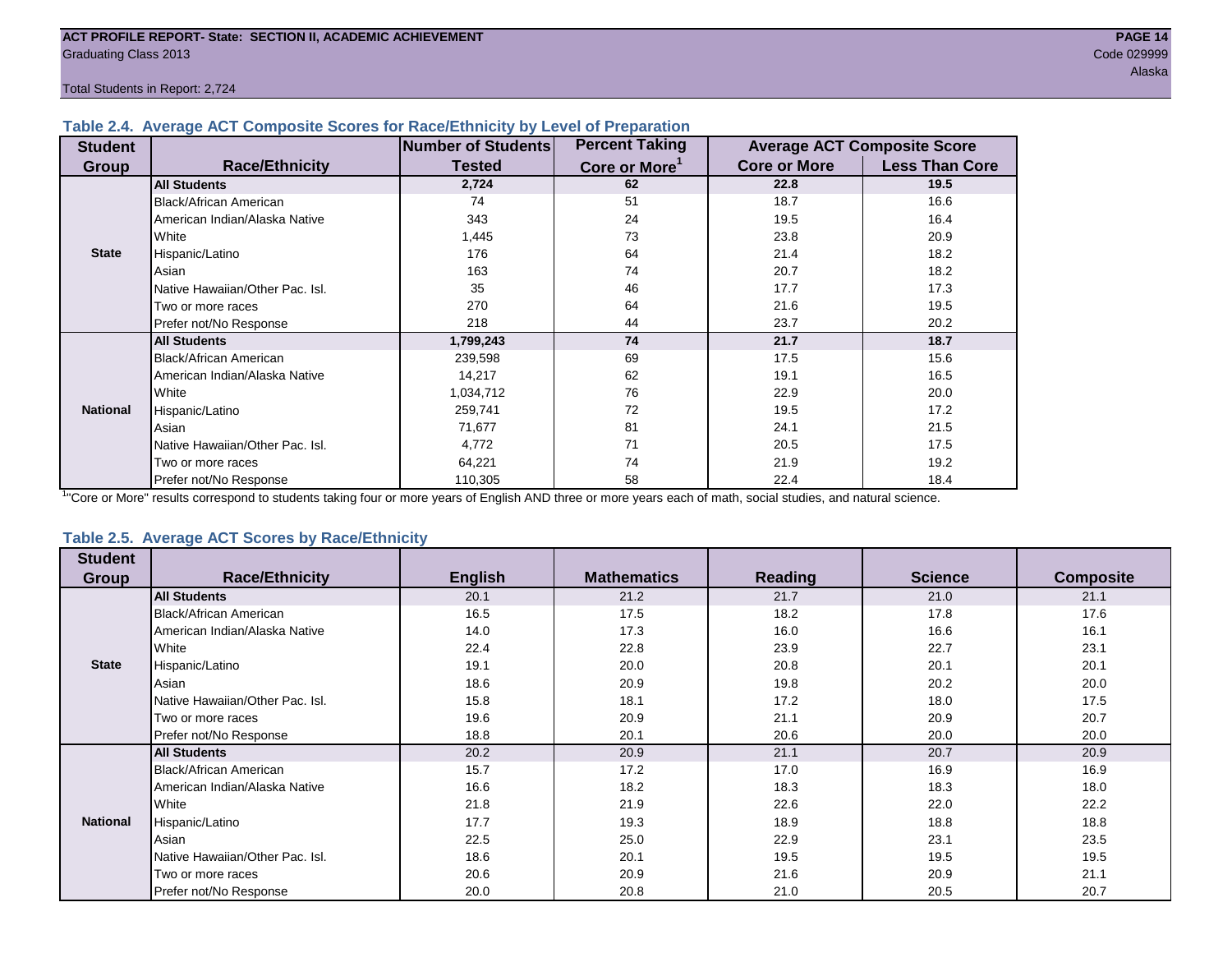**ACT PROFILE REPORT- State: SECTION II, ACADEMIC ACHIEVEMENT**
Graduating Class 2013
Code 029999
Alaska

Total Students in Report: 2,724

### Table 2.4. Average ACT Composite Scores for Race/Ethnicity by Level of Preparation

| Student Group | Race/Ethnicity | Number of Students Tested | Percent Taking Core or More[1] | Average ACT Composite Score | |
|---|---|---|---|---|---|
| | | | | Core or More | Less Than Core |
| State | **All Students** | **2,724** | **62** | **22.8** | **19.5** |
| | Black/African American | 74 | 51 | 18.7 | 16.6 |
| | American Indian/Alaska Native | 343 | 24 | 19.5 | 16.4 |
| | White | 1,445 | 73 | 23.8 | 20.9 |
| | Hispanic/Latino | 176 | 64 | 21.4 | 18.2 |
| | Asian | 163 | 74 | 20.7 | 18.2 |
| | Native Hawaiian/Other Pac. Isl. | 35 | 46 | 17.7 | 17.3 |
| | Two or more races | 270 | 64 | 21.6 | 19.5 |
| | Prefer not/No Response | 218 | 44 | 23.7 | 20.2 |
| National | **All Students** | **1,799,243** | **74** | **21.7** | **18.7** |
| | Black/African American | 239,598 | 69 | 17.5 | 15.6 |
| | American Indian/Alaska Native | 14,217 | 62 | 19.1 | 16.5 |
| | White | 1,034,712 | 76 | 22.9 | 20.0 |
| | Hispanic/Latino | 259,741 | 72 | 19.5 | 17.2 |
| | Asian | 71,677 | 81 | 24.1 | 21.5 |
| | Native Hawaiian/Other Pac. Isl. | 4,772 | 71 | 20.5 | 17.5 |
| | Two or more races | 64,221 | 74 | 21.9 | 19.2 |
| | Prefer not/No Response | 110,305 | 58 | 22.4 | 18.4 |

[1]"Core or More" results correspond to students taking four or more years of English AND three or more years each of math, social studies, and natural science.

### Table 2.5. Average ACT Scores by Race/Ethnicity

| Student Group | Race/Ethnicity | English | Mathematics | Reading | Science | Composite |
|---|---|---|---|---|---|---|
| State | **All Students** | 20.1 | 21.2 | 21.7 | 21.0 | 21.1 |
| | Black/African American | 16.5 | 17.5 | 18.2 | 17.8 | 17.6 |
| | American Indian/Alaska Native | 14.0 | 17.3 | 16.0 | 16.6 | 16.1 |
| | White | 22.4 | 22.8 | 23.9 | 22.7 | 23.1 |
| | Hispanic/Latino | 19.1 | 20.0 | 20.8 | 20.1 | 20.1 |
| | Asian | 18.6 | 20.9 | 19.8 | 20.2 | 20.0 |
| | Native Hawaiian/Other Pac. Isl. | 15.8 | 18.1 | 17.2 | 18.0 | 17.5 |
| | Two or more races | 19.6 | 20.9 | 21.1 | 20.9 | 20.7 |
| | Prefer not/No Response | 18.8 | 20.1 | 20.6 | 20.0 | 20.0 |
| National | **All Students** | 20.2 | 20.9 | 21.1 | 20.7 | 20.9 |
| | Black/African American | 15.7 | 17.2 | 17.0 | 16.9 | 16.9 |
| | American Indian/Alaska Native | 16.6 | 18.2 | 18.3 | 18.3 | 18.0 |
| | White | 21.8 | 21.9 | 22.6 | 22.0 | 22.2 |
| | Hispanic/Latino | 17.7 | 19.3 | 18.9 | 18.8 | 18.8 |
| | Asian | 22.5 | 25.0 | 22.9 | 23.1 | 23.5 |
| | Native Hawaiian/Other Pac. Isl. | 18.6 | 20.1 | 19.5 | 19.5 | 19.5 |
| | Two or more races | 20.6 | 20.9 | 21.6 | 20.9 | 21.1 |
| | Prefer not/No Response | 20.0 | 20.8 | 21.0 | 20.5 | 20.7 |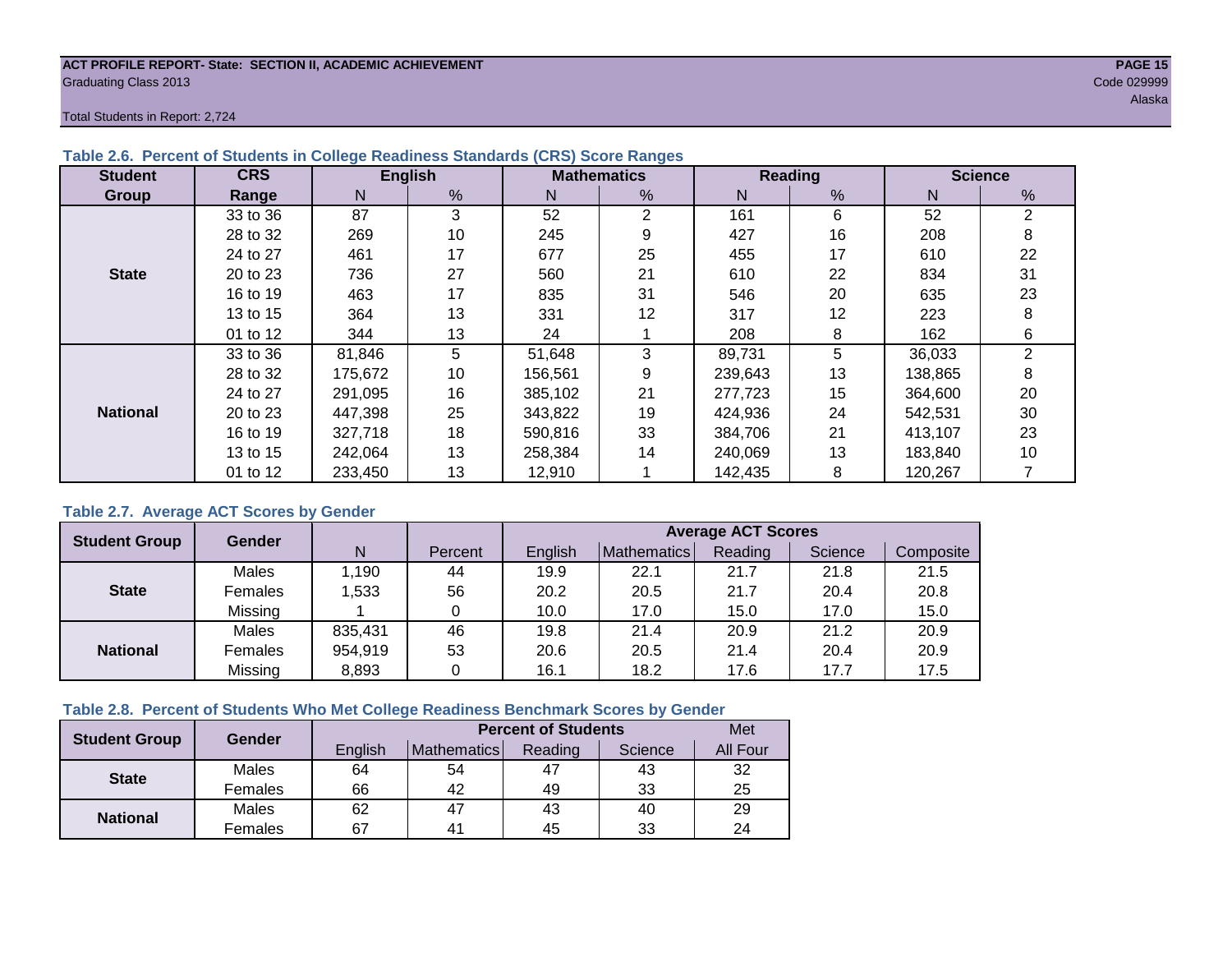ACT PROFILE REPORT- State: SECTION II, ACADEMIC ACHIEVEMENT
Graduating Class 2013
Code 029999
Alaska

Total Students in Report: 2,724

### Table 2.6. Percent of Students in College Readiness Standards (CRS) Score Ranges

| Student Group | CRS Range | English | | Mathematics | | Reading | | Science | |
|---|---|---|---|---|---|---|---|---|---|
| | | N | % | N | % | N | % | N | % |
| State | 33 to 36 | 87 | 3 | 52 | 2 | 161 | 6 | 52 | 2 |
| | 28 to 32 | 269 | 10 | 245 | 9 | 427 | 16 | 208 | 8 |
| | 24 to 27 | 461 | 17 | 677 | 25 | 455 | 17 | 610 | 22 |
| | 20 to 23 | 736 | 27 | 560 | 21 | 610 | 22 | 834 | 31 |
| | 16 to 19 | 463 | 17 | 835 | 31 | 546 | 20 | 635 | 23 |
| | 13 to 15 | 364 | 13 | 331 | 12 | 317 | 12 | 223 | 8 |
| | 01 to 12 | 344 | 13 | 24 | 1 | 208 | 8 | 162 | 6 |
| National | 33 to 36 | 81,846 | 5 | 51,648 | 3 | 89,731 | 5 | 36,033 | 2 |
| | 28 to 32 | 175,672 | 10 | 156,561 | 9 | 239,643 | 13 | 138,865 | 8 |
| | 24 to 27 | 291,095 | 16 | 385,102 | 21 | 277,723 | 15 | 364,600 | 20 |
| | 20 to 23 | 447,398 | 25 | 343,822 | 19 | 424,936 | 24 | 542,531 | 30 |
| | 16 to 19 | 327,718 | 18 | 590,816 | 33 | 384,706 | 21 | 413,107 | 23 |
| | 13 to 15 | 242,064 | 13 | 258,384 | 14 | 240,069 | 13 | 183,840 | 10 |
| | 01 to 12 | 233,450 | 13 | 12,910 | 1 | 142,435 | 8 | 120,267 | 7 |

### Table 2.7. Average ACT Scores by Gender

| Student Group | Gender | N | Percent | Average ACT Scores | | | | |
|---|---|---|---|---|---|---|---|---|
| | | | | English | Mathematics | Reading | Science | Composite |
| State | Males | 1,190 | 44 | 19.9 | 22.1 | 21.7 | 21.8 | 21.5 |
| | Females | 1,533 | 56 | 20.2 | 20.5 | 21.7 | 20.4 | 20.8 |
| | Missing | 1 | 0 | 10.0 | 17.0 | 15.0 | 17.0 | 15.0 |
| National | Males | 835,431 | 46 | 19.8 | 21.4 | 20.9 | 21.2 | 20.9 |
| | Females | 954,919 | 53 | 20.6 | 20.5 | 21.4 | 20.4 | 20.9 |
| | Missing | 8,893 | 0 | 16.1 | 18.2 | 17.6 | 17.7 | 17.5 |

### Table 2.8. Percent of Students Who Met College Readiness Benchmark Scores by Gender

| Student Group | Gender | Percent of Students | | | | Met |
|---|---|---|---|---|---|---|
| | | English | Mathematics | Reading | Science | All Four |
| State | Males | 64 | 54 | 47 | 43 | 32 |
| | Females | 66 | 42 | 49 | 33 | 25 |
| National | Males | 62 | 47 | 43 | 40 | 29 |
| | Females | 67 | 41 | 45 | 33 | 24 |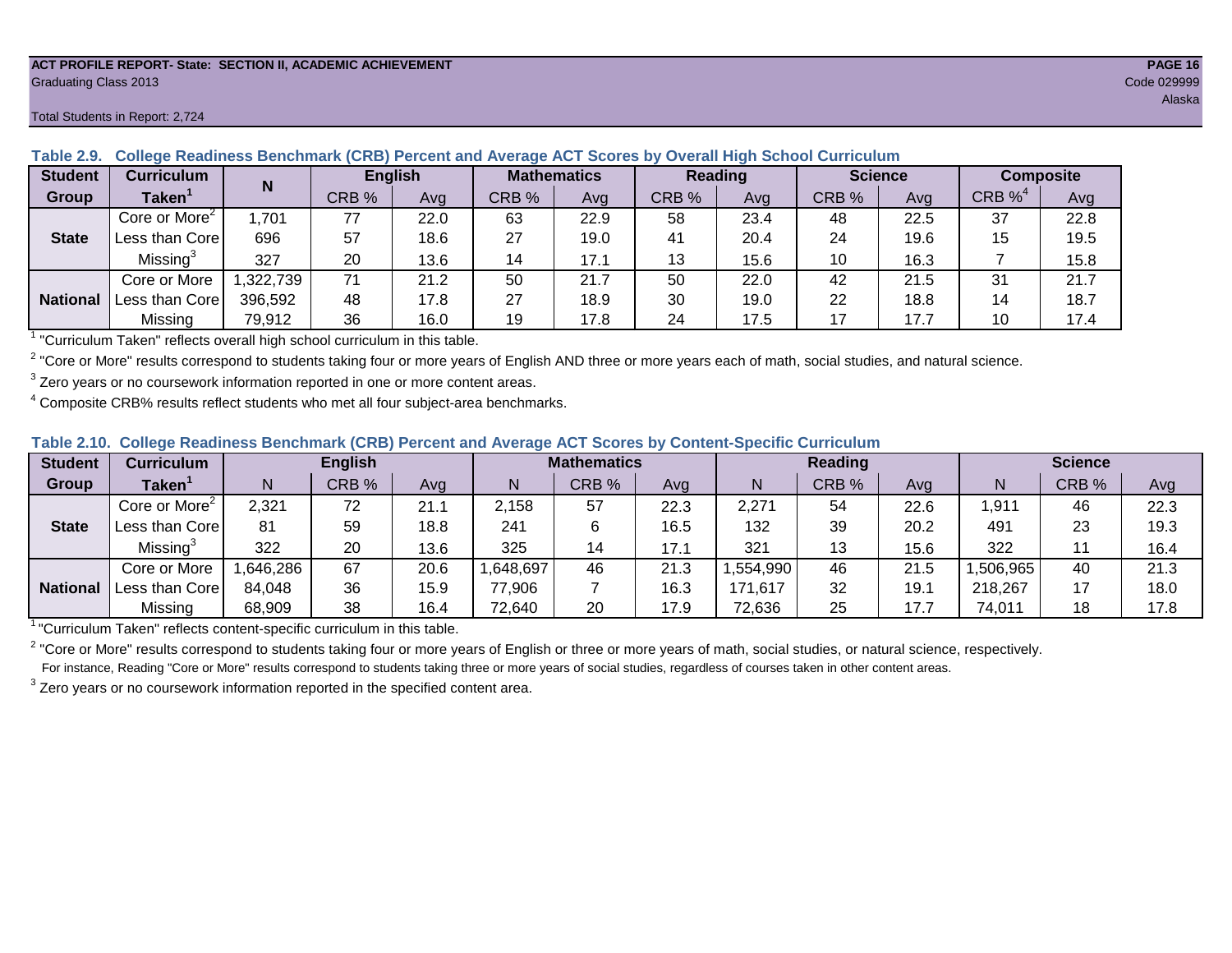ACT PROFILE REPORT- State: SECTION II, ACADEMIC ACHIEVEMENT

Graduating Class 2013

Code 029999

Alaska

Total Students in Report: 2,724

### Table 2.9. College Readiness Benchmark (CRB) Percent and Average ACT Scores by Overall High School Curriculum

| Student Group | Curriculum Taken[1] | N | English | | Mathematics | | Reading | | Science | | Composite | |
|---|---|---|---|---|---|---|---|---|---|---|---|---|
| | | | CRB % | Avg | CRB % | Avg | CRB % | Avg | CRB % | Avg | CRB %[4] | Avg |
| State | Core or More[2] | 1,701 | 77 | 22.0 | 63 | 22.9 | 58 | 23.4 | 48 | 22.5 | 37 | 22.8 |
| | Less than Core | 696 | 57 | 18.6 | 27 | 19.0 | 41 | 20.4 | 24 | 19.6 | 15 | 19.5 |
| | Missing[3] | 327 | 20 | 13.6 | 14 | 17.1 | 13 | 15.6 | 10 | 16.3 | 7 | 15.8 |
| National | Core or More | 1,322,739 | 71 | 21.2 | 50 | 21.7 | 50 | 22.0 | 42 | 21.5 | 31 | 21.7 |
| | Less than Core | 396,592 | 48 | 17.8 | 27 | 18.9 | 30 | 19.0 | 22 | 18.8 | 14 | 18.7 |
| | Missing | 79,912 | 36 | 16.0 | 19 | 17.8 | 24 | 17.5 | 17 | 17.7 | 10 | 17.4 |

[1] "Curriculum Taken" reflects overall high school curriculum in this table.

[2] "Core or More" results correspond to students taking four or more years of English AND three or more years each of math, social studies, and natural science.

[3] Zero years or no coursework information reported in one or more content areas.

[4] Composite CRB% results reflect students who met all four subject-area benchmarks.

### Table 2.10. College Readiness Benchmark (CRB) Percent and Average ACT Scores by Content-Specific Curriculum

| Student Group | Curriculum Taken[1] | English | | | Mathematics | | | Reading | | | Science | | |
|---|---|---|---|---|---|---|---|---|---|---|---|---|---|
| | | N | CRB % | Avg | N | CRB % | Avg | N | CRB % | Avg | N | CRB % | Avg |
| State | Core or More[2] | 2,321 | 72 | 21.1 | 2,158 | 57 | 22.3 | 2,271 | 54 | 22.6 | 1,911 | 46 | 22.3 |
| | Less than Core | 81 | 59 | 18.8 | 241 | 6 | 16.5 | 132 | 39 | 20.2 | 491 | 23 | 19.3 |
| | Missing[3] | 322 | 20 | 13.6 | 325 | 14 | 17.1 | 321 | 13 | 15.6 | 322 | 11 | 16.4 |
| National | Core or More | 1,646,286 | 67 | 20.6 | 1,648,697 | 46 | 21.3 | 1,554,990 | 46 | 21.5 | 1,506,965 | 40 | 21.3 |
| | Less than Core | 84,048 | 36 | 15.9 | 77,906 | 7 | 16.3 | 171,617 | 32 | 19.1 | 218,267 | 17 | 18.0 |
| | Missing | 68,909 | 38 | 16.4 | 72,640 | 20 | 17.9 | 72,636 | 25 | 17.7 | 74,011 | 18 | 17.8 |

[1] "Curriculum Taken" reflects content-specific curriculum in this table.

[2] "Core or More" results correspond to students taking four or more years of English or three or more years of math, social studies, or natural science, respectively.
For instance, Reading "Core or More" results correspond to students taking three or more years of social studies, regardless of courses taken in other content areas.

[3] Zero years or no coursework information reported in the specified content area.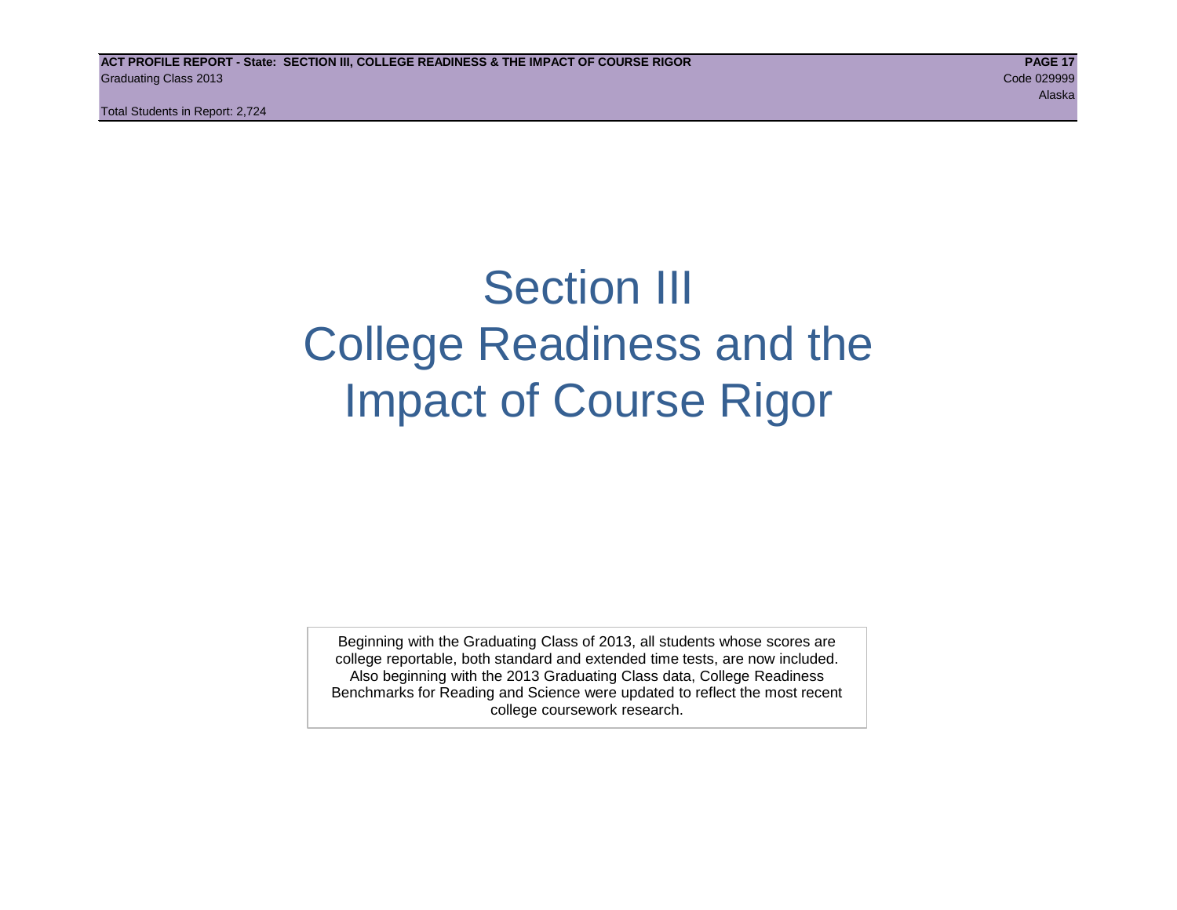# Section III
# College Readiness and the Impact of Course Rigor

Beginning with the Graduating Class of 2013, all students whose scores are college reportable, both standard and extended time tests, are now included. Also beginning with the 2013 Graduating Class data, College Readiness Benchmarks for Reading and Science were updated to reflect the most recent college coursework research.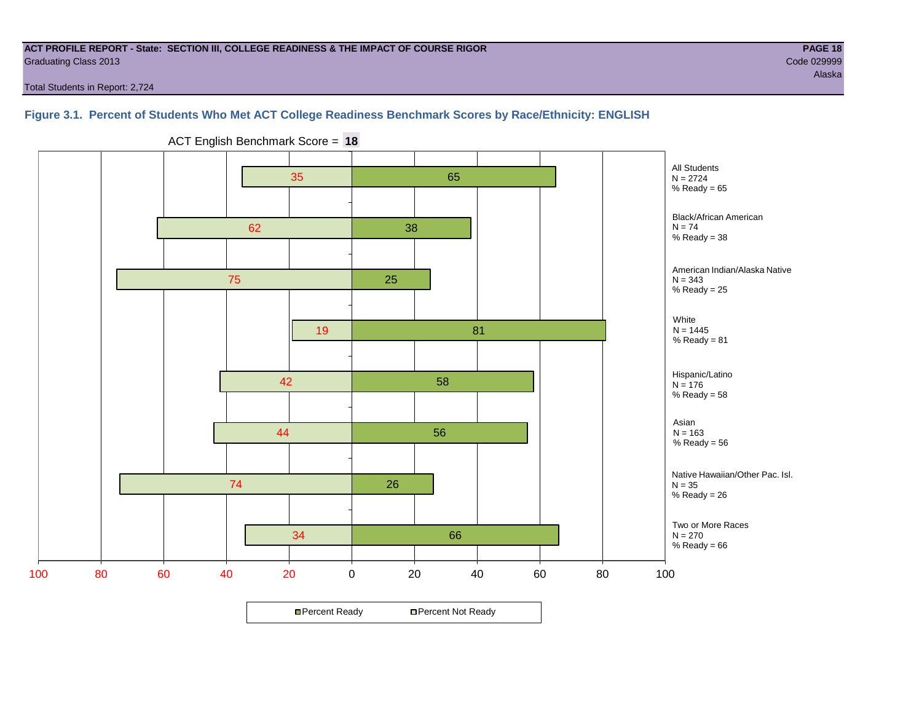**ACT PROFILE REPORT - State: SECTION III, COLLEGE READINESS & THE IMPACT OF COURSE RIGOR**

Graduating Class 2013

Code 029999

Alaska

Total Students in Report: 2,724

### Figure 3.1. Percent of Students Who Met ACT College Readiness Benchmark Scores by Race/Ethnicity: ENGLISH

ACT English Benchmark Score = **18**

| Group | N | Percent Not Ready | Percent Ready |
|---|---|---|---|
| All Students | 2724 | 35 | 65 |
| Black/African American | 74 | 62 | 38 |
| American Indian/Alaska Native | 343 | 75 | 25 |
| White | 1445 | 19 | 81 |
| Hispanic/Latino | 176 | 42 | 58 |
| Asian | 163 | 44 | 56 |
| Native Hawaiian/Other Pac. Isl. | 35 | 74 | 26 |
| Two or More Races | 270 | 34 | 66 |

Percent Ready / Percent Not Ready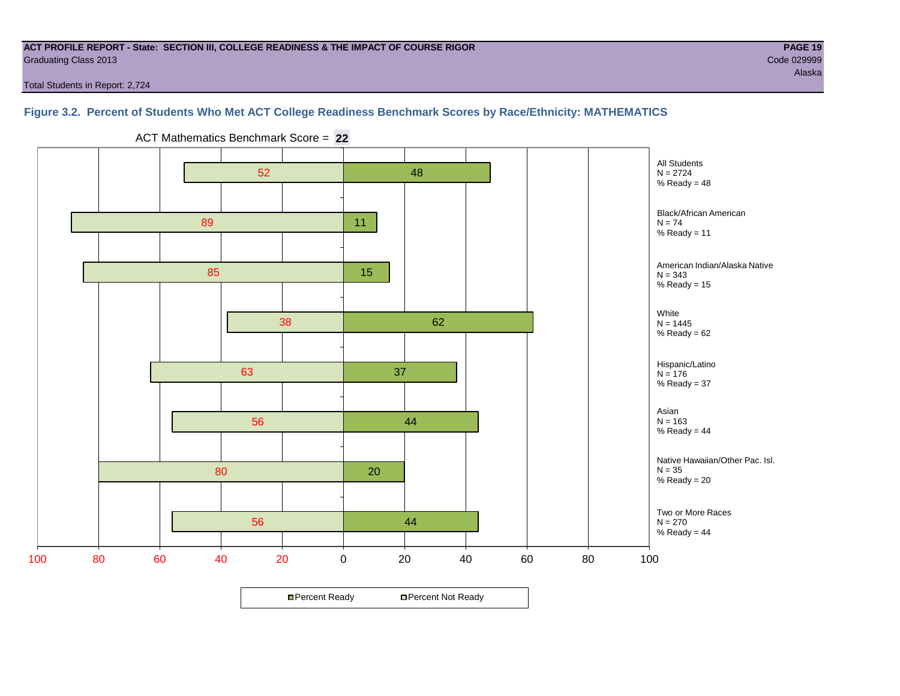ACT PROFILE REPORT - State: SECTION III, COLLEGE READINESS & THE IMPACT OF COURSE RIGOR
Graduating Class 2013

Code 029999
Alaska

Total Students in Report: 2,724

### Figure 3.2. Percent of Students Who Met ACT College Readiness Benchmark Scores by Race/Ethnicity: MATHEMATICS

ACT Mathematics Benchmark Score = **22**

| Group | N | Percent Not Ready | Percent Ready |
|---|---|---|---|
| All Students | 2724 | 52 | 48 |
| Black/African American | 74 | 89 | 11 |
| American Indian/Alaska Native | 343 | 85 | 15 |
| White | 1445 | 38 | 62 |
| Hispanic/Latino | 176 | 63 | 37 |
| Asian | 163 | 56 | 44 |
| Native Hawaiian/Other Pac. Isl. | 35 | 80 | 20 |
| Two or More Races | 270 | 56 | 44 |

■ Percent Ready □ Percent Not Ready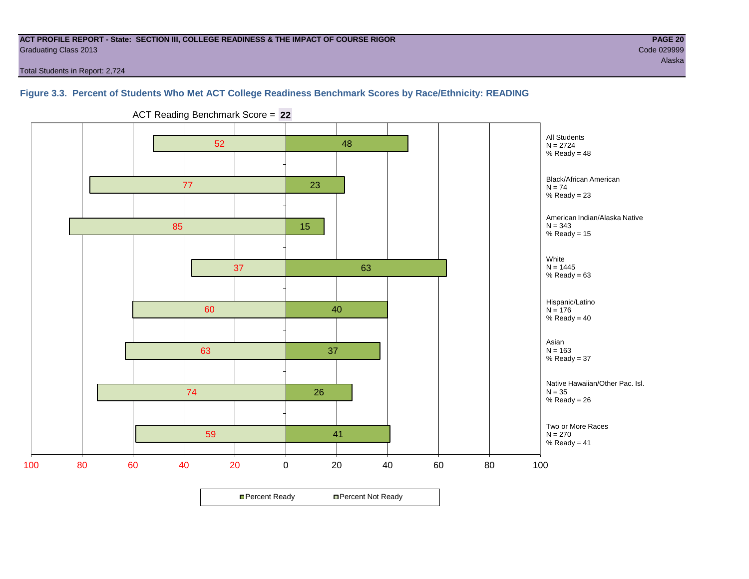**ACT PROFILE REPORT - State: SECTION III, COLLEGE READINESS & THE IMPACT OF COURSE RIGOR**
Graduating Class 2013
Code 029999
Alaska

Total Students in Report: 2,724

### Figure 3.3. Percent of Students Who Met ACT College Readiness Benchmark Scores by Race/Ethnicity: READING

ACT Reading Benchmark Score = **22**

| Group | N | Percent Not Ready | Percent Ready |
|---|---|---|---|
| All Students | 2724 | 52 | 48 |
| Black/African American | 74 | 77 | 23 |
| American Indian/Alaska Native | 343 | 85 | 15 |
| White | 1445 | 37 | 63 |
| Hispanic/Latino | 176 | 60 | 40 |
| Asian | 163 | 63 | 37 |
| Native Hawaiian/Other Pac. Isl. | 35 | 74 | 26 |
| Two or More Races | 270 | 59 | 41 |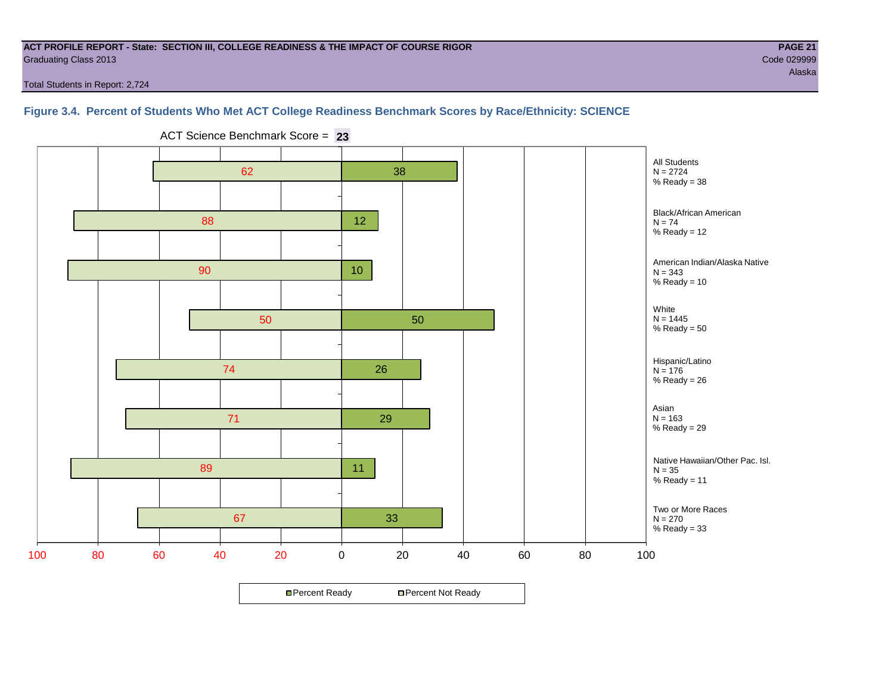**ACT PROFILE REPORT - State: SECTION III, COLLEGE READINESS & THE IMPACT OF COURSE RIGOR**
Graduating Class 2013
Total Students in Report: 2,724

**PAGE 21**
Code 029999
Alaska

### Figure 3.4. Percent of Students Who Met ACT College Readiness Benchmark Scores by Race/Ethnicity: SCIENCE

ACT Science Benchmark Score = **23**

| Group | N | Percent Not Ready | Percent Ready |
|---|---|---|---|
| All Students | 2724 | 62 | 38 |
| Black/African American | 74 | 88 | 12 |
| American Indian/Alaska Native | 343 | 90 | 10 |
| White | 1445 | 50 | 50 |
| Hispanic/Latino | 176 | 74 | 26 |
| Asian | 163 | 71 | 29 |
| Native Hawaiian/Other Pac. Isl. | 35 | 89 | 11 |
| Two or More Races | 270 | 67 | 33 |

Percent Ready · Percent Not Ready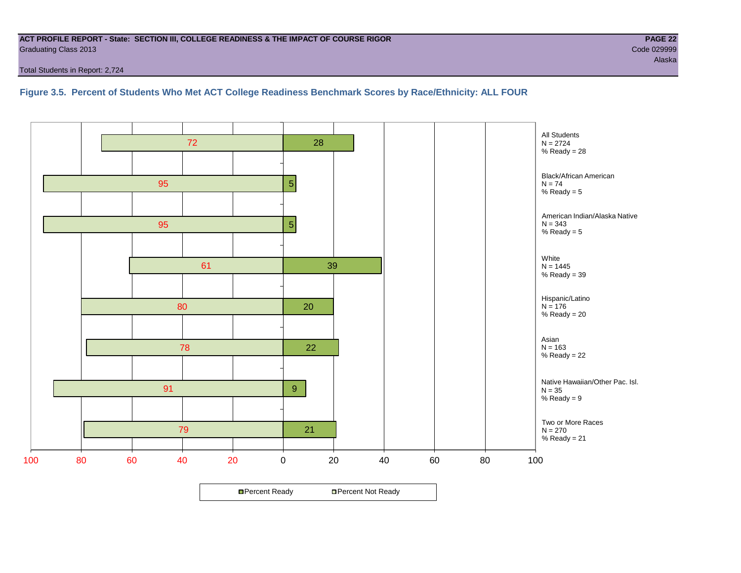**ACT PROFILE REPORT - State: SECTION III, COLLEGE READINESS & THE IMPACT OF COURSE RIGOR**
Graduating Class 2013
Code 029999
Alaska

Total Students in Report: 2,724

### Figure 3.5. Percent of Students Who Met ACT College Readiness Benchmark Scores by Race/Ethnicity: ALL FOUR

| Group | N | Percent Not Ready | Percent Ready |
|---|---|---|---|
| All Students | 2724 | 72 | 28 |
| Black/African American | 74 | 95 | 5 |
| American Indian/Alaska Native | 343 | 95 | 5 |
| White | 1445 | 61 | 39 |
| Hispanic/Latino | 176 | 80 | 20 |
| Asian | 163 | 78 | 22 |
| Native Hawaiian/Other Pac. Isl. | 35 | 91 | 9 |
| Two or More Races | 270 | 79 | 21 |

Percent Ready | Percent Not Ready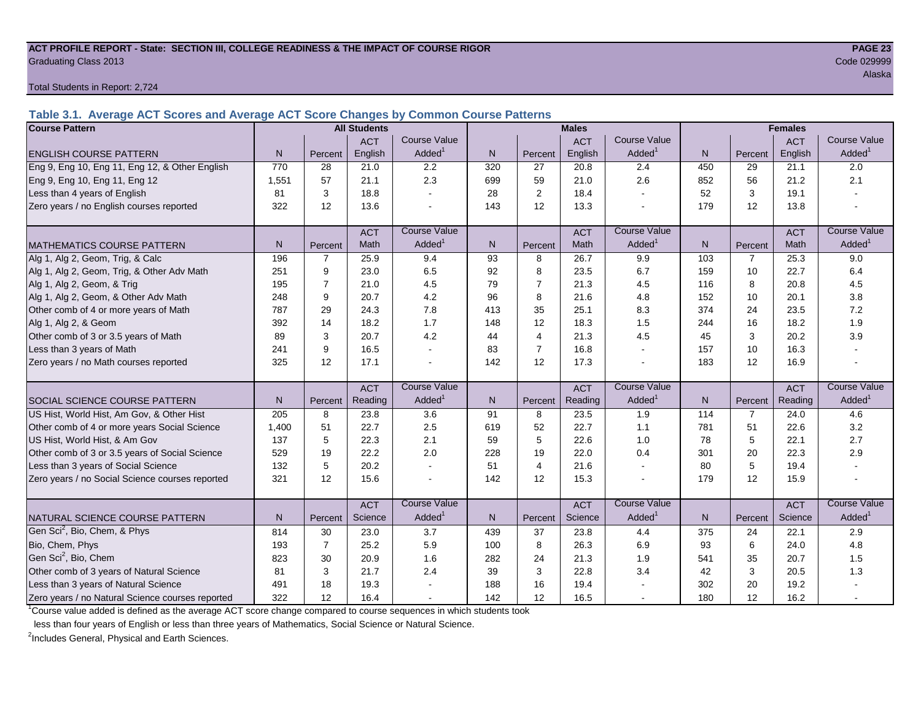**ACT PROFILE REPORT - State: SECTION III, COLLEGE READINESS & THE IMPACT OF COURSE RIGOR**
Graduating Class 2013

Code 029999
Alaska

Total Students in Report: 2,724

### Table 3.1. Average ACT Scores and Average ACT Score Changes by Common Course Patterns

| Course Pattern | All Students | | | | Males | | | | Females | | | |
|---|---|---|---|---|---|---|---|---|---|---|---|---|
| ENGLISH COURSE PATTERN | N | Percent | ACT English | Course Value Added[1] | N | Percent | ACT English | Course Value Added[1] | N | Percent | ACT English | Course Value Added[1] |
| Eng 9, Eng 10, Eng 11, Eng 12, & Other English | 770 | 28 | 21.0 | 2.2 | 320 | 27 | 20.8 | 2.4 | 450 | 29 | 21.1 | 2.0 |
| Eng 9, Eng 10, Eng 11, Eng 12 | 1,551 | 57 | 21.1 | 2.3 | 699 | 59 | 21.0 | 2.6 | 852 | 56 | 21.2 | 2.1 |
| Less than 4 years of English | 81 | 3 | 18.8 | - | 28 | 2 | 18.4 | - | 52 | 3 | 19.1 | - |
| Zero years / no English courses reported | 322 | 12 | 13.6 | - | 143 | 12 | 13.3 | - | 179 | 12 | 13.8 | - |
| MATHEMATICS COURSE PATTERN | N | Percent | ACT Math | Course Value Added[1] | N | Percent | ACT Math | Course Value Added[1] | N | Percent | ACT Math | Course Value Added[1] |
| Alg 1, Alg 2, Geom, Trig, & Calc | 196 | 7 | 25.9 | 9.4 | 93 | 8 | 26.7 | 9.9 | 103 | 7 | 25.3 | 9.0 |
| Alg 1, Alg 2, Geom, Trig, & Other Adv Math | 251 | 9 | 23.0 | 6.5 | 92 | 8 | 23.5 | 6.7 | 159 | 10 | 22.7 | 6.4 |
| Alg 1, Alg 2, Geom, & Trig | 195 | 7 | 21.0 | 4.5 | 79 | 7 | 21.3 | 4.5 | 116 | 8 | 20.8 | 4.5 |
| Alg 1, Alg 2, Geom, & Other Adv Math | 248 | 9 | 20.7 | 4.2 | 96 | 8 | 21.6 | 4.8 | 152 | 10 | 20.1 | 3.8 |
| Other comb of 4 or more years of Math | 787 | 29 | 24.3 | 7.8 | 413 | 35 | 25.1 | 8.3 | 374 | 24 | 23.5 | 7.2 |
| Alg 1, Alg 2, & Geom | 392 | 14 | 18.2 | 1.7 | 148 | 12 | 18.3 | 1.5 | 244 | 16 | 18.2 | 1.9 |
| Other comb of 3 or 3.5 years of Math | 89 | 3 | 20.7 | 4.2 | 44 | 4 | 21.3 | 4.5 | 45 | 3 | 20.2 | 3.9 |
| Less than 3 years of Math | 241 | 9 | 16.5 | - | 83 | 7 | 16.8 | - | 157 | 10 | 16.3 | - |
| Zero years / no Math courses reported | 325 | 12 | 17.1 | - | 142 | 12 | 17.3 | - | 183 | 12 | 16.9 | - |
| SOCIAL SCIENCE COURSE PATTERN | N | Percent | ACT Reading | Course Value Added[1] | N | Percent | ACT Reading | Course Value Added[1] | N | Percent | ACT Reading | Course Value Added[1] |
| US Hist, World Hist, Am Gov, & Other Hist | 205 | 8 | 23.8 | 3.6 | 91 | 8 | 23.5 | 1.9 | 114 | 7 | 24.0 | 4.6 |
| Other comb of 4 or more years Social Science | 1,400 | 51 | 22.7 | 2.5 | 619 | 52 | 22.7 | 1.1 | 781 | 51 | 22.6 | 3.2 |
| US Hist, World Hist, & Am Gov | 137 | 5 | 22.3 | 2.1 | 59 | 5 | 22.6 | 1.0 | 78 | 5 | 22.1 | 2.7 |
| Other comb of 3 or 3.5 years of Social Science | 529 | 19 | 22.2 | 2.0 | 228 | 19 | 22.0 | 0.4 | 301 | 20 | 22.3 | 2.9 |
| Less than 3 years of Social Science | 132 | 5 | 20.2 | - | 51 | 4 | 21.6 | - | 80 | 5 | 19.4 | - |
| Zero years / no Social Science courses reported | 321 | 12 | 15.6 | - | 142 | 12 | 15.3 | - | 179 | 12 | 15.9 | - |
| NATURAL SCIENCE COURSE PATTERN | N | Percent | ACT Science | Course Value Added[1] | N | Percent | ACT Science | Course Value Added[1] | N | Percent | ACT Science | Course Value Added[1] |
| Gen Sci[2], Bio, Chem, & Phys | 814 | 30 | 23.0 | 3.7 | 439 | 37 | 23.8 | 4.4 | 375 | 24 | 22.1 | 2.9 |
| Bio, Chem, Phys | 193 | 7 | 25.2 | 5.9 | 100 | 8 | 26.3 | 6.9 | 93 | 6 | 24.0 | 4.8 |
| Gen Sci[2], Bio, Chem | 823 | 30 | 20.9 | 1.6 | 282 | 24 | 21.3 | 1.9 | 541 | 35 | 20.7 | 1.5 |
| Other comb of 3 years of Natural Science | 81 | 3 | 21.7 | 2.4 | 39 | 3 | 22.8 | 3.4 | 42 | 3 | 20.5 | 1.3 |
| Less than 3 years of Natural Science | 491 | 18 | 19.3 | - | 188 | 16 | 19.4 | - | 302 | 20 | 19.2 | - |
| Zero years / no Natural Science courses reported | 322 | 12 | 16.4 | - | 142 | 12 | 16.5 | - | 180 | 12 | 16.2 | - |

[1]Course value added is defined as the average ACT score change compared to course sequences in which students took less than four years of English or less than three years of Mathematics, Social Science or Natural Science.

[2]Includes General, Physical and Earth Sciences.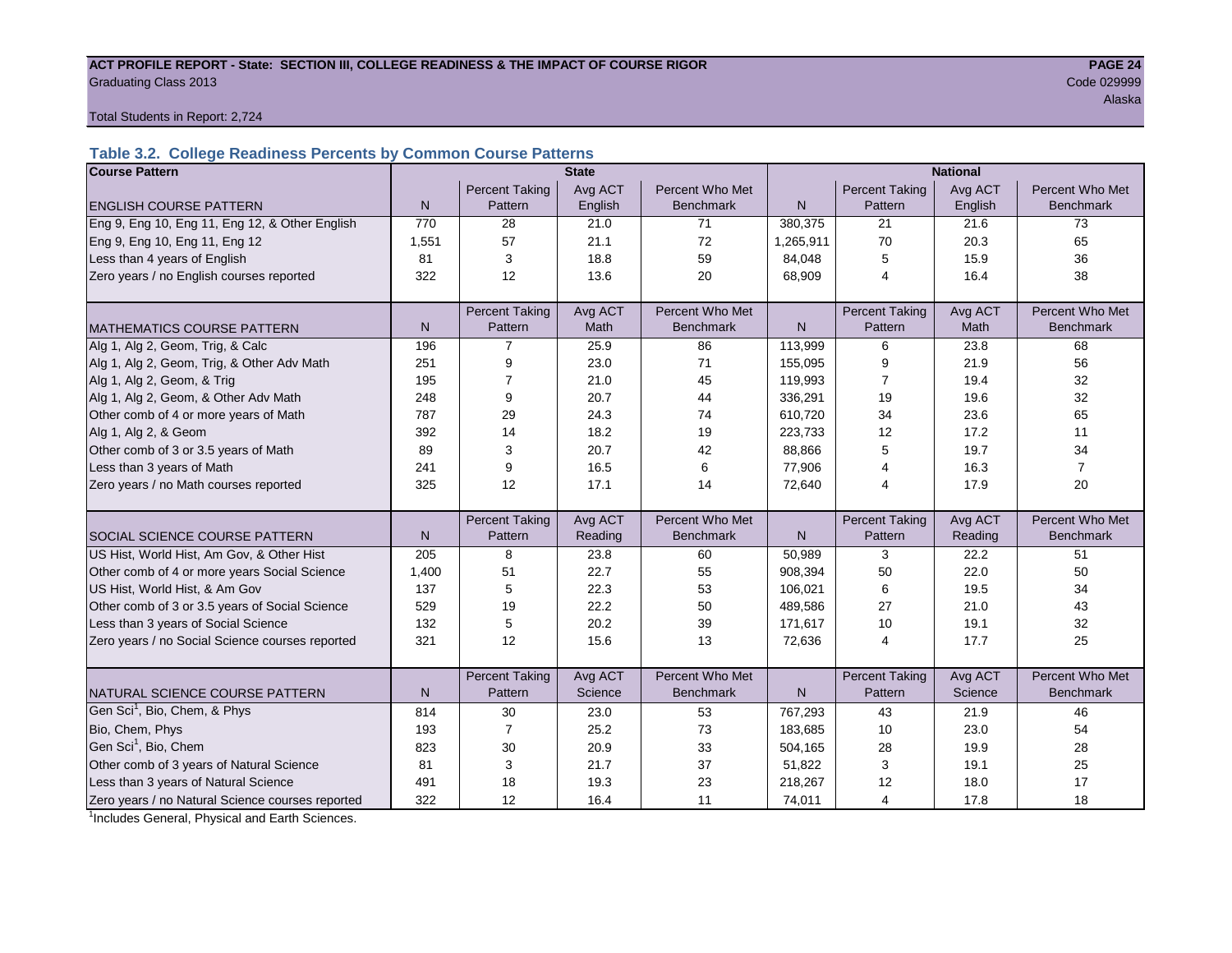ACT PROFILE REPORT - State: SECTION III, COLLEGE READINESS & THE IMPACT OF COURSE RIGOR

Graduating Class 2013

Code 029999

Alaska

Total Students in Report: 2,724

### Table 3.2. College Readiness Percents by Common Course Patterns

| Course Pattern | State | | | | National | | | |
|---|---|---|---|---|---|---|---|---|
| ENGLISH COURSE PATTERN | N | Percent Taking Pattern | Avg ACT English | Percent Who Met Benchmark | N | Percent Taking Pattern | Avg ACT English | Percent Who Met Benchmark |
| Eng 9, Eng 10, Eng 11, Eng 12, & Other English | 770 | 28 | 21.0 | 71 | 380,375 | 21 | 21.6 | 73 |
| Eng 9, Eng 10, Eng 11, Eng 12 | 1,551 | 57 | 21.1 | 72 | 1,265,911 | 70 | 20.3 | 65 |
| Less than 4 years of English | 81 | 3 | 18.8 | 59 | 84,048 | 5 | 15.9 | 36 |
| Zero years / no English courses reported | 322 | 12 | 13.6 | 20 | 68,909 | 4 | 16.4 | 38 |
| MATHEMATICS COURSE PATTERN | N | Percent Taking Pattern | Avg ACT Math | Percent Who Met Benchmark | N | Percent Taking Pattern | Avg ACT Math | Percent Who Met Benchmark |
| Alg 1, Alg 2, Geom, Trig, & Calc | 196 | 7 | 25.9 | 86 | 113,999 | 6 | 23.8 | 68 |
| Alg 1, Alg 2, Geom, Trig, & Other Adv Math | 251 | 9 | 23.0 | 71 | 155,095 | 9 | 21.9 | 56 |
| Alg 1, Alg 2, Geom, & Trig | 195 | 7 | 21.0 | 45 | 119,993 | 7 | 19.4 | 32 |
| Alg 1, Alg 2, Geom, & Other Adv Math | 248 | 9 | 20.7 | 44 | 336,291 | 19 | 19.6 | 32 |
| Other comb of 4 or more years of Math | 787 | 29 | 24.3 | 74 | 610,720 | 34 | 23.6 | 65 |
| Alg 1, Alg 2, & Geom | 392 | 14 | 18.2 | 19 | 223,733 | 12 | 17.2 | 11 |
| Other comb of 3 or 3.5 years of Math | 89 | 3 | 20.7 | 42 | 88,866 | 5 | 19.7 | 34 |
| Less than 3 years of Math | 241 | 9 | 16.5 | 6 | 77,906 | 4 | 16.3 | 7 |
| Zero years / no Math courses reported | 325 | 12 | 17.1 | 14 | 72,640 | 4 | 17.9 | 20 |
| SOCIAL SCIENCE COURSE PATTERN | N | Percent Taking Pattern | Avg ACT Reading | Percent Who Met Benchmark | N | Percent Taking Pattern | Avg ACT Reading | Percent Who Met Benchmark |
| US Hist, World Hist, Am Gov, & Other Hist | 205 | 8 | 23.8 | 60 | 50,989 | 3 | 22.2 | 51 |
| Other comb of 4 or more years Social Science | 1,400 | 51 | 22.7 | 55 | 908,394 | 50 | 22.0 | 50 |
| US Hist, World Hist, & Am Gov | 137 | 5 | 22.3 | 53 | 106,021 | 6 | 19.5 | 34 |
| Other comb of 3 or 3.5 years of Social Science | 529 | 19 | 22.2 | 50 | 489,586 | 27 | 21.0 | 43 |
| Less than 3 years of Social Science | 132 | 5 | 20.2 | 39 | 171,617 | 10 | 19.1 | 32 |
| Zero years / no Social Science courses reported | 321 | 12 | 15.6 | 13 | 72,636 | 4 | 17.7 | 25 |
| NATURAL SCIENCE COURSE PATTERN | N | Percent Taking Pattern | Avg ACT Science | Percent Who Met Benchmark | N | Percent Taking Pattern | Avg ACT Science | Percent Who Met Benchmark |
| Gen Sci[1], Bio, Chem, & Phys | 814 | 30 | 23.0 | 53 | 767,293 | 43 | 21.9 | 46 |
| Bio, Chem, Phys | 193 | 7 | 25.2 | 73 | 183,685 | 10 | 23.0 | 54 |
| Gen Sci[1], Bio, Chem | 823 | 30 | 20.9 | 33 | 504,165 | 28 | 19.9 | 28 |
| Other comb of 3 years of Natural Science | 81 | 3 | 21.7 | 37 | 51,822 | 3 | 19.1 | 25 |
| Less than 3 years of Natural Science | 491 | 18 | 19.3 | 23 | 218,267 | 12 | 18.0 | 17 |
| Zero years / no Natural Science courses reported | 322 | 12 | 16.4 | 11 | 74,011 | 4 | 17.8 | 18 |

[1]Includes General, Physical and Earth Sciences.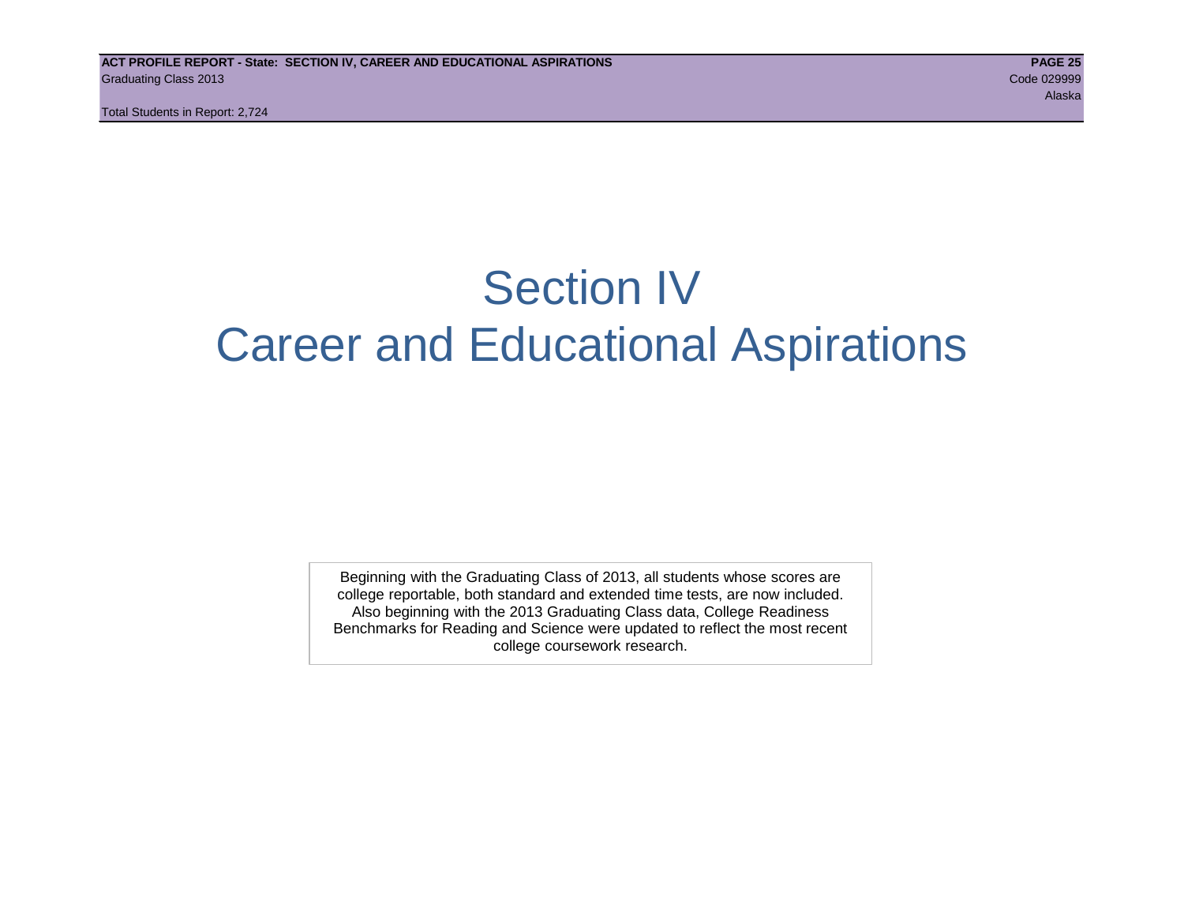# Section IV
# Career and Educational Aspirations

Beginning with the Graduating Class of 2013, all students whose scores are college reportable, both standard and extended time tests, are now included. Also beginning with the 2013 Graduating Class data, College Readiness Benchmarks for Reading and Science were updated to reflect the most recent college coursework research.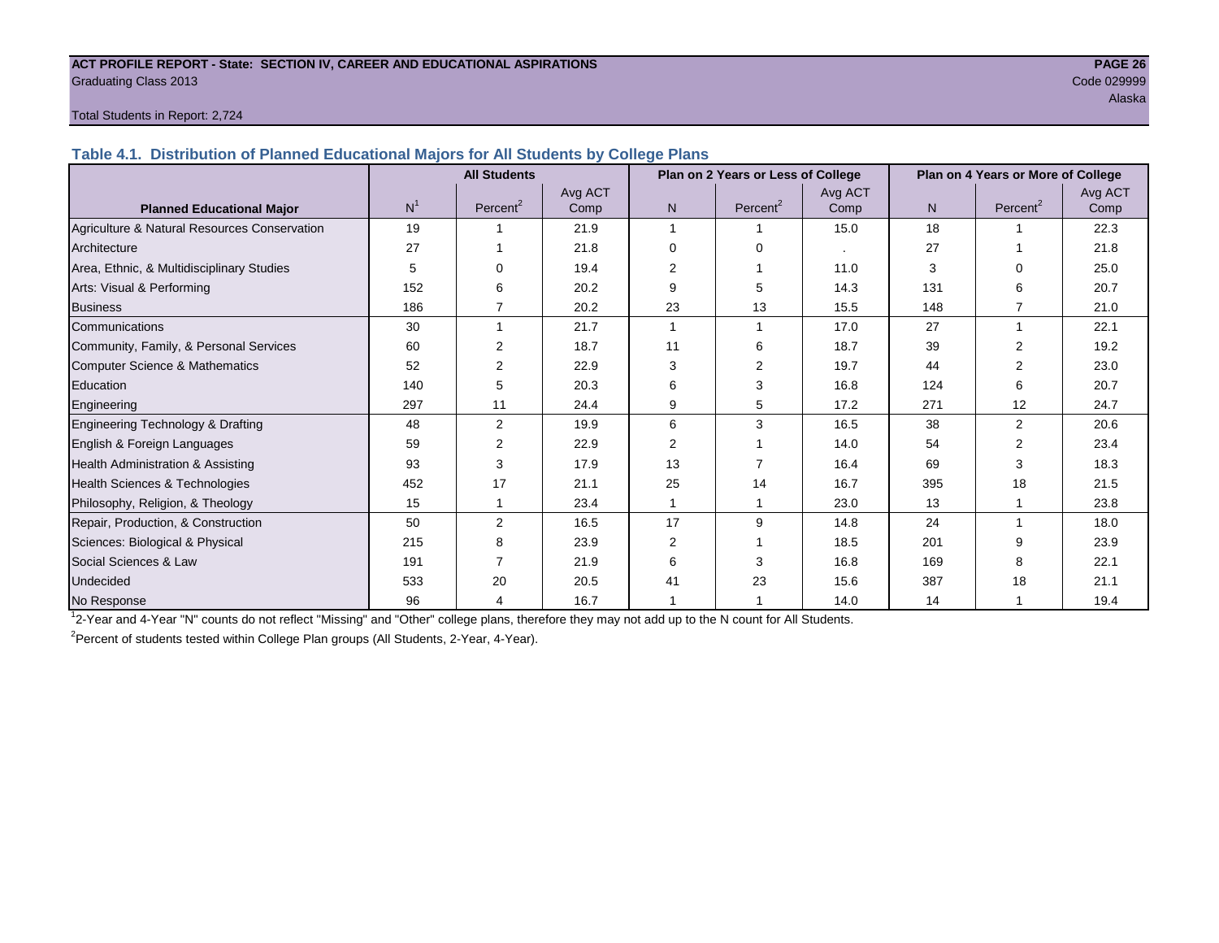**ACT PROFILE REPORT - State: SECTION IV, CAREER AND EDUCATIONAL ASPIRATIONS**
Graduating Class 2013

Code 029999
Alaska

Total Students in Report: 2,724

## Table 4.1. Distribution of Planned Educational Majors for All Students by College Plans

| Planned Educational Major | All Students | | | Plan on 2 Years or Less of College | | | Plan on 4 Years or More of College | | |
|---|---|---|---|---|---|---|---|---|---|
| | N[1] | Percent[2] | Avg ACT Comp | N | Percent[2] | Avg ACT Comp | N | Percent[2] | Avg ACT Comp |
| Agriculture & Natural Resources Conservation | 19 | 1 | 21.9 | 1 | 1 | 15.0 | 18 | 1 | 22.3 |
| Architecture | 27 | 1 | 21.8 | 0 | 0 | . | 27 | 1 | 21.8 |
| Area, Ethnic, & Multidisciplinary Studies | 5 | 0 | 19.4 | 2 | 1 | 11.0 | 3 | 0 | 25.0 |
| Arts: Visual & Performing | 152 | 6 | 20.2 | 9 | 5 | 14.3 | 131 | 6 | 20.7 |
| Business | 186 | 7 | 20.2 | 23 | 13 | 15.5 | 148 | 7 | 21.0 |
| Communications | 30 | 1 | 21.7 | 1 | 1 | 17.0 | 27 | 1 | 22.1 |
| Community, Family, & Personal Services | 60 | 2 | 18.7 | 11 | 6 | 18.7 | 39 | 2 | 19.2 |
| Computer Science & Mathematics | 52 | 2 | 22.9 | 3 | 2 | 19.7 | 44 | 2 | 23.0 |
| Education | 140 | 5 | 20.3 | 6 | 3 | 16.8 | 124 | 6 | 20.7 |
| Engineering | 297 | 11 | 24.4 | 9 | 5 | 17.2 | 271 | 12 | 24.7 |
| Engineering Technology & Drafting | 48 | 2 | 19.9 | 6 | 3 | 16.5 | 38 | 2 | 20.6 |
| English & Foreign Languages | 59 | 2 | 22.9 | 2 | 1 | 14.0 | 54 | 2 | 23.4 |
| Health Administration & Assisting | 93 | 3 | 17.9 | 13 | 7 | 16.4 | 69 | 3 | 18.3 |
| Health Sciences & Technologies | 452 | 17 | 21.1 | 25 | 14 | 16.7 | 395 | 18 | 21.5 |
| Philosophy, Religion, & Theology | 15 | 1 | 23.4 | 1 | 1 | 23.0 | 13 | 1 | 23.8 |
| Repair, Production, & Construction | 50 | 2 | 16.5 | 17 | 9 | 14.8 | 24 | 1 | 18.0 |
| Sciences: Biological & Physical | 215 | 8 | 23.9 | 2 | 1 | 18.5 | 201 | 9 | 23.9 |
| Social Sciences & Law | 191 | 7 | 21.9 | 6 | 3 | 16.8 | 169 | 8 | 22.1 |
| Undecided | 533 | 20 | 20.5 | 41 | 23 | 15.6 | 387 | 18 | 21.1 |
| No Response | 96 | 4 | 16.7 | 1 | 1 | 14.0 | 14 | 1 | 19.4 |

[1]2-Year and 4-Year "N" counts do not reflect "Missing" and "Other" college plans, therefore they may not add up to the N count for All Students.

[2]Percent of students tested within College Plan groups (All Students, 2-Year, 4-Year).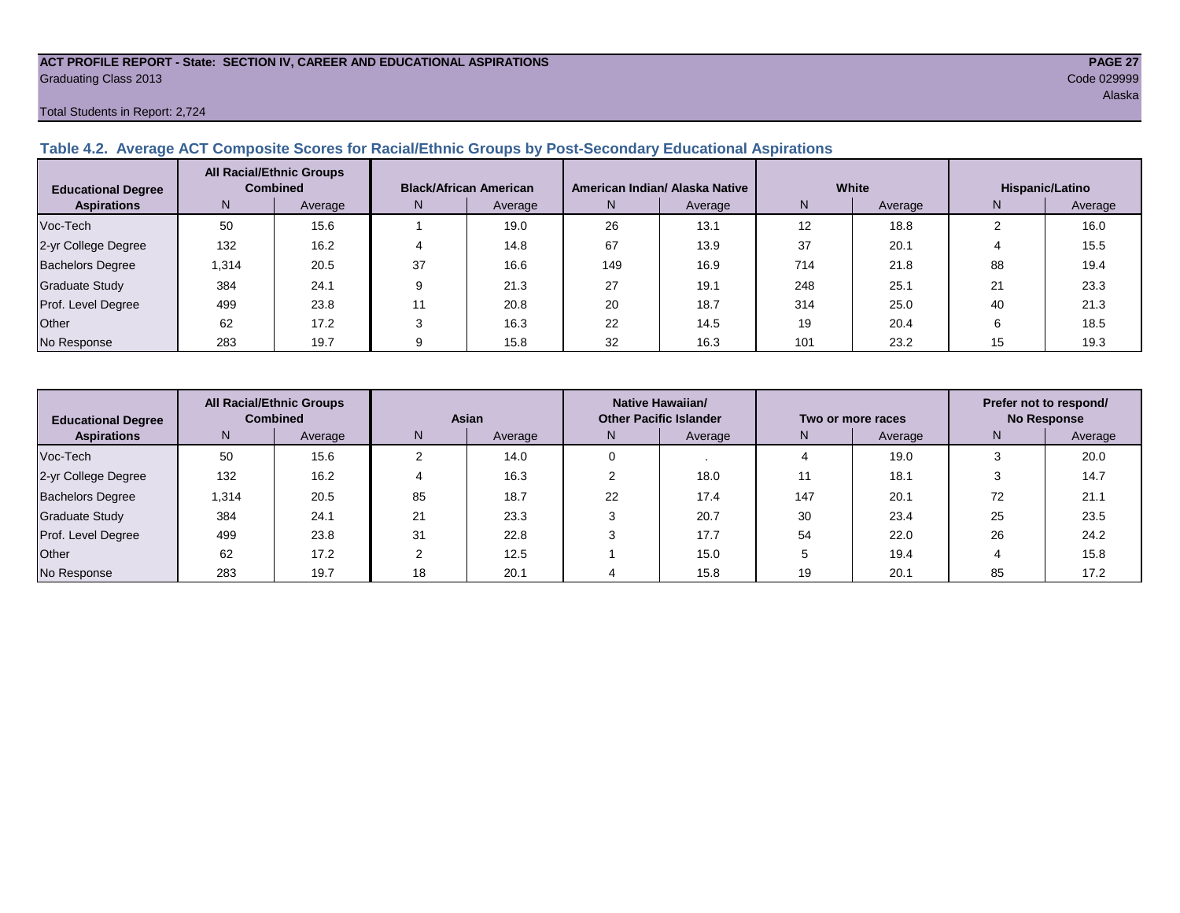**ACT PROFILE REPORT - State: SECTION IV, CAREER AND EDUCATIONAL ASPIRATIONS**
Graduating Class 2013
Code 029999
Alaska

Total Students in Report: 2,724

### Table 4.2. Average ACT Composite Scores for Racial/Ethnic Groups by Post-Secondary Educational Aspirations

| Educational Degree Aspirations | All Racial/Ethnic Groups Combined | | Black/African American | | American Indian/ Alaska Native | | White | | Hispanic/Latino | |
|---|---|---|---|---|---|---|---|---|---|---|
| | N | Average | N | Average | N | Average | N | Average | N | Average |
| Voc-Tech | 50 | 15.6 | 1 | 19.0 | 26 | 13.1 | 12 | 18.8 | 2 | 16.0 |
| 2-yr College Degree | 132 | 16.2 | 4 | 14.8 | 67 | 13.9 | 37 | 20.1 | 4 | 15.5 |
| Bachelors Degree | 1,314 | 20.5 | 37 | 16.6 | 149 | 16.9 | 714 | 21.8 | 88 | 19.4 |
| Graduate Study | 384 | 24.1 | 9 | 21.3 | 27 | 19.1 | 248 | 25.1 | 21 | 23.3 |
| Prof. Level Degree | 499 | 23.8 | 11 | 20.8 | 20 | 18.7 | 314 | 25.0 | 40 | 21.3 |
| Other | 62 | 17.2 | 3 | 16.3 | 22 | 14.5 | 19 | 20.4 | 6 | 18.5 |
| No Response | 283 | 19.7 | 9 | 15.8 | 32 | 16.3 | 101 | 23.2 | 15 | 19.3 |

| Educational Degree Aspirations | All Racial/Ethnic Groups Combined | | Asian | | Native Hawaiian/ Other Pacific Islander | | Two or more races | | Prefer not to respond/ No Response | |
|---|---|---|---|---|---|---|---|---|---|---|
| | N | Average | N | Average | N | Average | N | Average | N | Average |
| Voc-Tech | 50 | 15.6 | 2 | 14.0 | 0 | . | 4 | 19.0 | 3 | 20.0 |
| 2-yr College Degree | 132 | 16.2 | 4 | 16.3 | 2 | 18.0 | 11 | 18.1 | 3 | 14.7 |
| Bachelors Degree | 1,314 | 20.5 | 85 | 18.7 | 22 | 17.4 | 147 | 20.1 | 72 | 21.1 |
| Graduate Study | 384 | 24.1 | 21 | 23.3 | 3 | 20.7 | 30 | 23.4 | 25 | 23.5 |
| Prof. Level Degree | 499 | 23.8 | 31 | 22.8 | 3 | 17.7 | 54 | 22.0 | 26 | 24.2 |
| Other | 62 | 17.2 | 2 | 12.5 | 1 | 15.0 | 5 | 19.4 | 4 | 15.8 |
| No Response | 283 | 19.7 | 18 | 20.1 | 4 | 15.8 | 19 | 20.1 | 85 | 17.2 |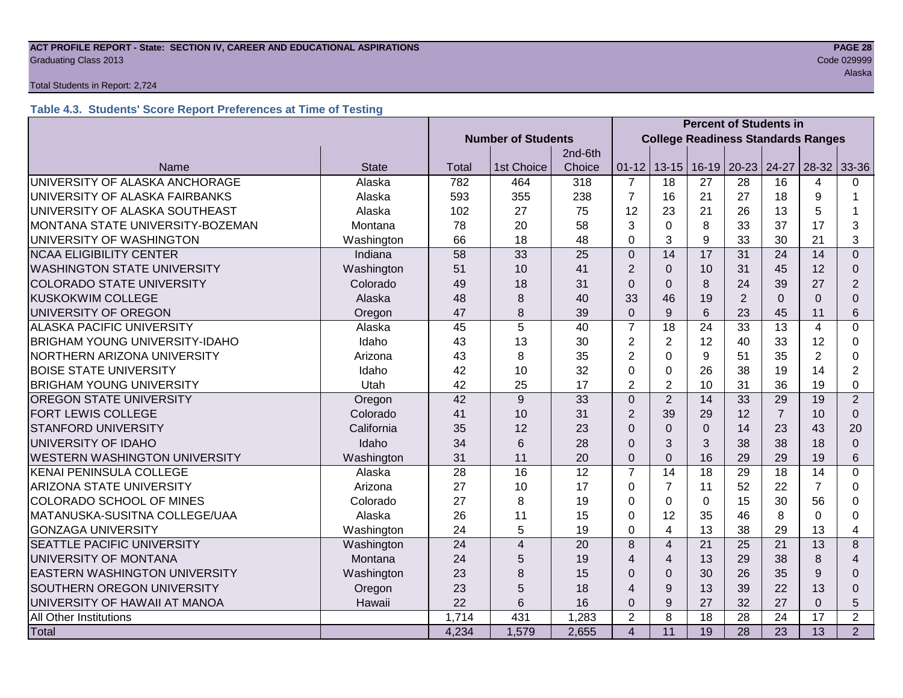ACT PROFILE REPORT - State: SECTION IV, CAREER AND EDUCATIONAL ASPIRATIONS

Graduating Class 2013

Code 029999

Alaska

Total Students in Report: 2,724

### Table 4.3. Students' Score Report Preferences at Time of Testing

| | | Number of Students | | | Percent of Students in College Readiness Standards Ranges | | | | | | |
|---|---|---|---|---|---|---|---|---|---|---|---|
| Name | State | Total | 1st Choice | 2nd-6th Choice | 01-12 | 13-15 | 16-19 | 20-23 | 24-27 | 28-32 | 33-36 |
| UNIVERSITY OF ALASKA ANCHORAGE | Alaska | 782 | 464 | 318 | 7 | 18 | 27 | 28 | 16 | 4 | 0 |
| UNIVERSITY OF ALASKA FAIRBANKS | Alaska | 593 | 355 | 238 | 7 | 16 | 21 | 27 | 18 | 9 | 1 |
| UNIVERSITY OF ALASKA SOUTHEAST | Alaska | 102 | 27 | 75 | 12 | 23 | 21 | 26 | 13 | 5 | 1 |
| MONTANA STATE UNIVERSITY-BOZEMAN | Montana | 78 | 20 | 58 | 3 | 0 | 8 | 33 | 37 | 17 | 3 |
| UNIVERSITY OF WASHINGTON | Washington | 66 | 18 | 48 | 0 | 3 | 9 | 33 | 30 | 21 | 3 |
| NCAA ELIGIBILITY CENTER | Indiana | 58 | 33 | 25 | 0 | 14 | 17 | 31 | 24 | 14 | 0 |
| WASHINGTON STATE UNIVERSITY | Washington | 51 | 10 | 41 | 2 | 0 | 10 | 31 | 45 | 12 | 0 |
| COLORADO STATE UNIVERSITY | Colorado | 49 | 18 | 31 | 0 | 0 | 8 | 24 | 39 | 27 | 2 |
| KUSKOKWIM COLLEGE | Alaska | 48 | 8 | 40 | 33 | 46 | 19 | 2 | 0 | 0 | 0 |
| UNIVERSITY OF OREGON | Oregon | 47 | 8 | 39 | 0 | 9 | 6 | 23 | 45 | 11 | 6 |
| ALASKA PACIFIC UNIVERSITY | Alaska | 45 | 5 | 40 | 7 | 18 | 24 | 33 | 13 | 4 | 0 |
| BRIGHAM YOUNG UNIVERSITY-IDAHO | Idaho | 43 | 13 | 30 | 2 | 2 | 12 | 40 | 33 | 12 | 0 |
| NORTHERN ARIZONA UNIVERSITY | Arizona | 43 | 8 | 35 | 2 | 0 | 9 | 51 | 35 | 2 | 0 |
| BOISE STATE UNIVERSITY | Idaho | 42 | 10 | 32 | 0 | 0 | 26 | 38 | 19 | 14 | 2 |
| BRIGHAM YOUNG UNIVERSITY | Utah | 42 | 25 | 17 | 2 | 2 | 10 | 31 | 36 | 19 | 0 |
| OREGON STATE UNIVERSITY | Oregon | 42 | 9 | 33 | 0 | 2 | 14 | 33 | 29 | 19 | 2 |
| FORT LEWIS COLLEGE | Colorado | 41 | 10 | 31 | 2 | 39 | 29 | 12 | 7 | 10 | 0 |
| STANFORD UNIVERSITY | California | 35 | 12 | 23 | 0 | 0 | 0 | 14 | 23 | 43 | 20 |
| UNIVERSITY OF IDAHO | Idaho | 34 | 6 | 28 | 0 | 3 | 3 | 38 | 38 | 18 | 0 |
| WESTERN WASHINGTON UNIVERSITY | Washington | 31 | 11 | 20 | 0 | 0 | 16 | 29 | 29 | 19 | 6 |
| KENAI PENINSULA COLLEGE | Alaska | 28 | 16 | 12 | 7 | 14 | 18 | 29 | 18 | 14 | 0 |
| ARIZONA STATE UNIVERSITY | Arizona | 27 | 10 | 17 | 0 | 7 | 11 | 52 | 22 | 7 | 0 |
| COLORADO SCHOOL OF MINES | Colorado | 27 | 8 | 19 | 0 | 0 | 0 | 15 | 30 | 56 | 0 |
| MATANUSKA-SUSITNA COLLEGE/UAA | Alaska | 26 | 11 | 15 | 0 | 12 | 35 | 46 | 8 | 0 | 0 |
| GONZAGA UNIVERSITY | Washington | 24 | 5 | 19 | 0 | 4 | 13 | 38 | 29 | 13 | 4 |
| SEATTLE PACIFIC UNIVERSITY | Washington | 24 | 4 | 20 | 8 | 4 | 21 | 25 | 21 | 13 | 8 |
| UNIVERSITY OF MONTANA | Montana | 24 | 5 | 19 | 4 | 4 | 13 | 29 | 38 | 8 | 4 |
| EASTERN WASHINGTON UNIVERSITY | Washington | 23 | 8 | 15 | 0 | 0 | 30 | 26 | 35 | 9 | 0 |
| SOUTHERN OREGON UNIVERSITY | Oregon | 23 | 5 | 18 | 4 | 9 | 13 | 39 | 22 | 13 | 0 |
| UNIVERSITY OF HAWAII AT MANOA | Hawaii | 22 | 6 | 16 | 0 | 9 | 27 | 32 | 27 | 0 | 5 |
| All Other Institutions | | 1,714 | 431 | 1,283 | 2 | 8 | 18 | 28 | 24 | 17 | 2 |
| Total | | 4,234 | 1,579 | 2,655 | 4 | 11 | 19 | 28 | 23 | 13 | 2 |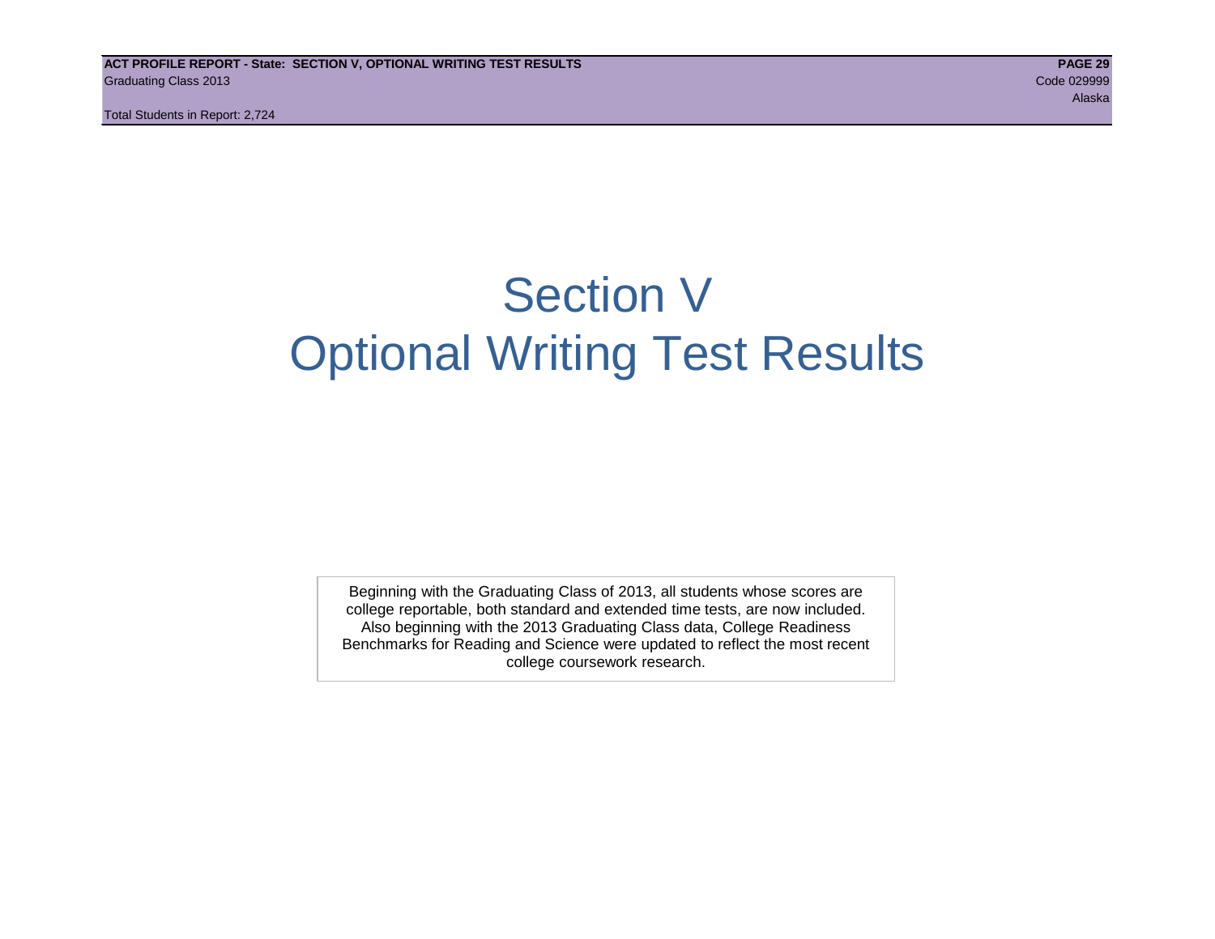# Section V
# Optional Writing Test Results

Beginning with the Graduating Class of 2013, all students whose scores are college reportable, both standard and extended time tests, are now included. Also beginning with the 2013 Graduating Class data, College Readiness Benchmarks for Reading and Science were updated to reflect the most recent college coursework research.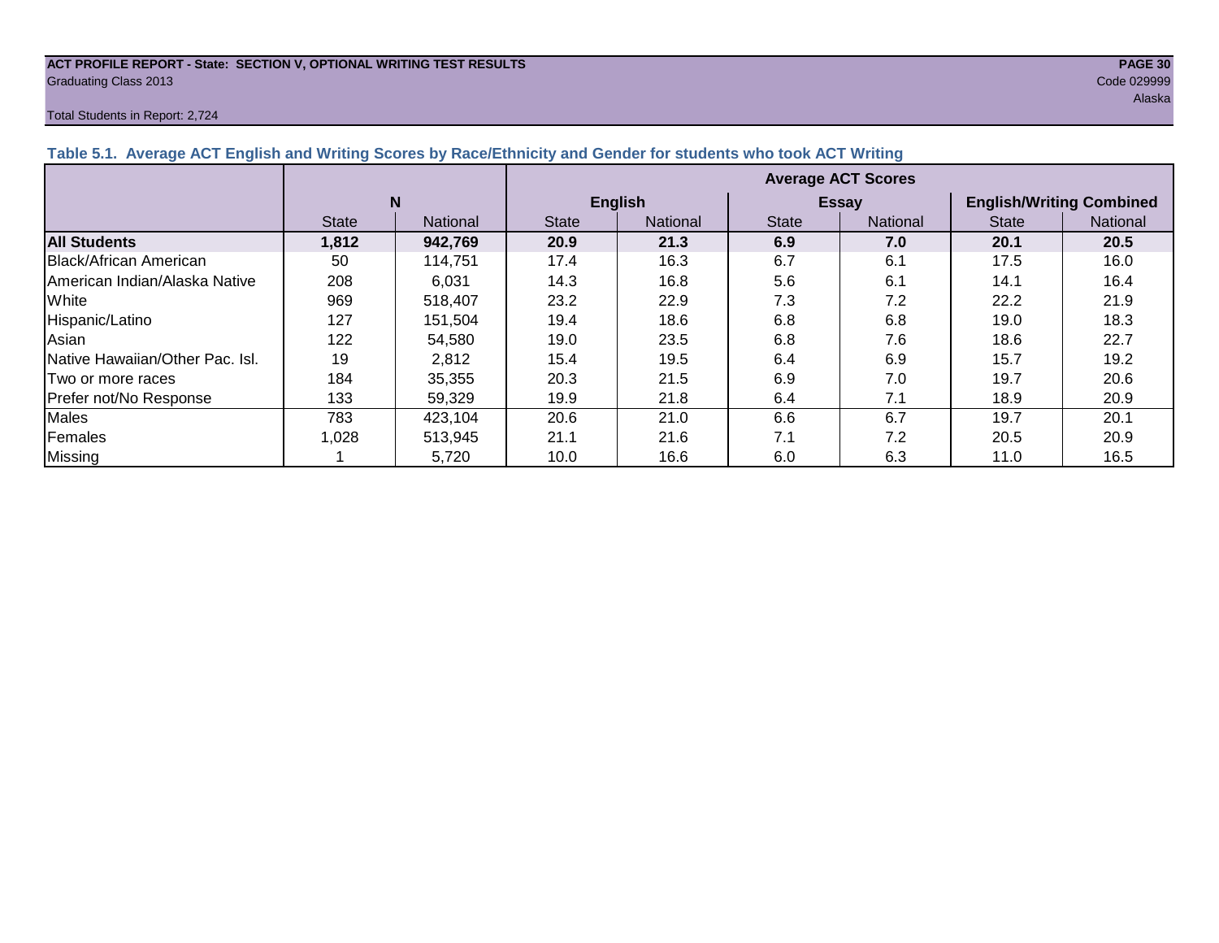**ACT PROFILE REPORT - State: SECTION V, OPTIONAL WRITING TEST RESULTS**
Graduating Class 2013

Code 029999
Alaska

Total Students in Report: 2,724

### Table 5.1. Average ACT English and Writing Scores by Race/Ethnicity and Gender for students who took ACT Writing

| | N | | Average ACT Scores | | | | | |
|---|---|---|---|---|---|---|---|---|
| | | | English | | Essay | | English/Writing Combined | |
| | State | National | State | National | State | National | State | National |
| **All Students** | **1,812** | **942,769** | **20.9** | **21.3** | **6.9** | **7.0** | **20.1** | **20.5** |
| Black/African American | 50 | 114,751 | 17.4 | 16.3 | 6.7 | 6.1 | 17.5 | 16.0 |
| American Indian/Alaska Native | 208 | 6,031 | 14.3 | 16.8 | 5.6 | 6.1 | 14.1 | 16.4 |
| White | 969 | 518,407 | 23.2 | 22.9 | 7.3 | 7.2 | 22.2 | 21.9 |
| Hispanic/Latino | 127 | 151,504 | 19.4 | 18.6 | 6.8 | 6.8 | 19.0 | 18.3 |
| Asian | 122 | 54,580 | 19.0 | 23.5 | 6.8 | 7.6 | 18.6 | 22.7 |
| Native Hawaiian/Other Pac. Isl. | 19 | 2,812 | 15.4 | 19.5 | 6.4 | 6.9 | 15.7 | 19.2 |
| Two or more races | 184 | 35,355 | 20.3 | 21.5 | 6.9 | 7.0 | 19.7 | 20.6 |
| Prefer not/No Response | 133 | 59,329 | 19.9 | 21.8 | 6.4 | 7.1 | 18.9 | 20.9 |
| Males | 783 | 423,104 | 20.6 | 21.0 | 6.6 | 6.7 | 19.7 | 20.1 |
| Females | 1,028 | 513,945 | 21.1 | 21.6 | 7.1 | 7.2 | 20.5 | 20.9 |
| Missing | 1 | 5,720 | 10.0 | 16.6 | 6.0 | 6.3 | 11.0 | 16.5 |